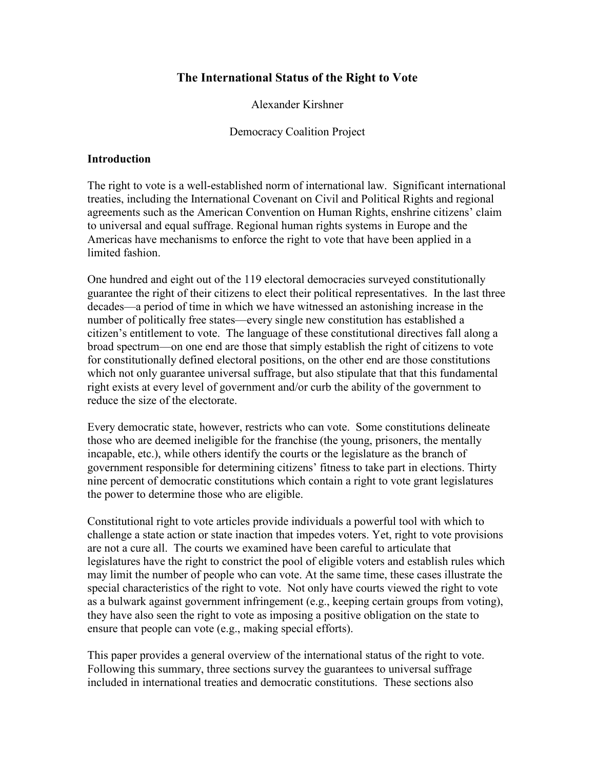# The International Status of the Right to Vote

Alexander Kirshner

Democracy Coalition Project

## Introduction

The right to vote is a well-established norm of international law. Significant international treaties, including the International Covenant on Civil and Political Rights and regional agreements such as the American Convention on Human Rights, enshrine citizens' claim to universal and equal suffrage. Regional human rights systems in Europe and the Americas have mechanisms to enforce the right to vote that have been applied in a limited fashion.

One hundred and eight out of the 119 electoral democracies surveyed constitutionally guarantee the right of their citizens to elect their political representatives. In the last three decades—a period of time in which we have witnessed an astonishing increase in the number of politically free states—every single new constitution has established a citizen's entitlement to vote. The language of these constitutional directives fall along a broad spectrum—on one end are those that simply establish the right of citizens to vote for constitutionally defined electoral positions, on the other end are those constitutions which not only guarantee universal suffrage, but also stipulate that that this fundamental right exists at every level of government and/or curb the ability of the government to reduce the size of the electorate.

Every democratic state, however, restricts who can vote. Some constitutions delineate those who are deemed ineligible for the franchise (the young, prisoners, the mentally incapable, etc.), while others identify the courts or the legislature as the branch of government responsible for determining citizens' fitness to take part in elections. Thirty nine percent of democratic constitutions which contain a right to vote grant legislatures the power to determine those who are eligible.

Constitutional right to vote articles provide individuals a powerful tool with which to challenge a state action or state inaction that impedes voters. Yet, right to vote provisions are not a cure all. The courts we examined have been careful to articulate that legislatures have the right to constrict the pool of eligible voters and establish rules which may limit the number of people who can vote. At the same time, these cases illustrate the special characteristics of the right to vote. Not only have courts viewed the right to vote as a bulwark against government infringement (e.g., keeping certain groups from voting), they have also seen the right to vote as imposing a positive obligation on the state to ensure that people can vote (e.g., making special efforts).

This paper provides a general overview of the international status of the right to vote. Following this summary, three sections survey the guarantees to universal suffrage included in international treaties and democratic constitutions. These sections also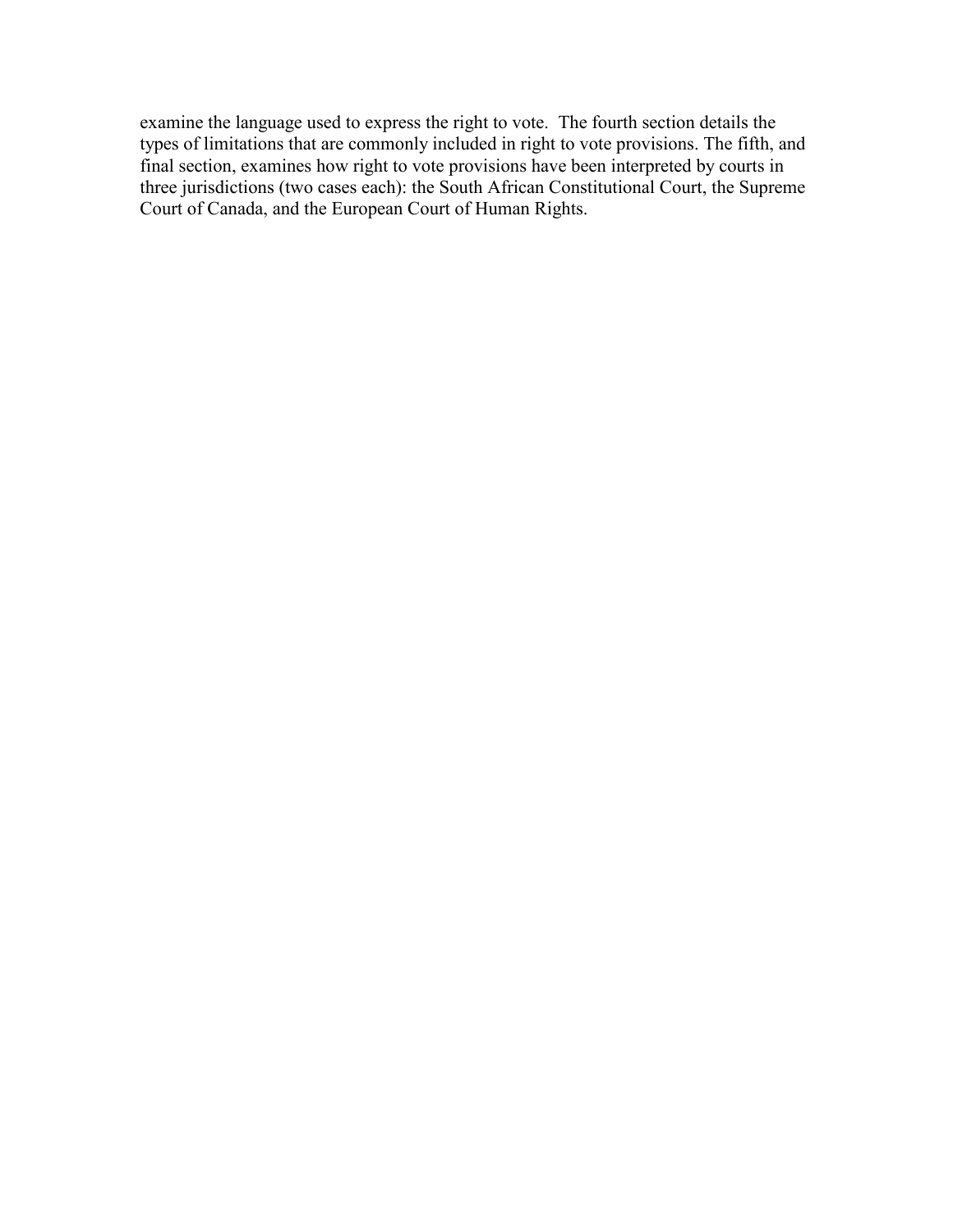examine the language used to express the right to vote. The fourth section details the types of limitations that are commonly included in right to vote provisions. The fifth, and final section, examines how right to vote provisions have been interpreted by courts in three jurisdictions (two cases each): the South African Constitutional Court, the Supreme Court of Canada, and the European Court of Human Rights.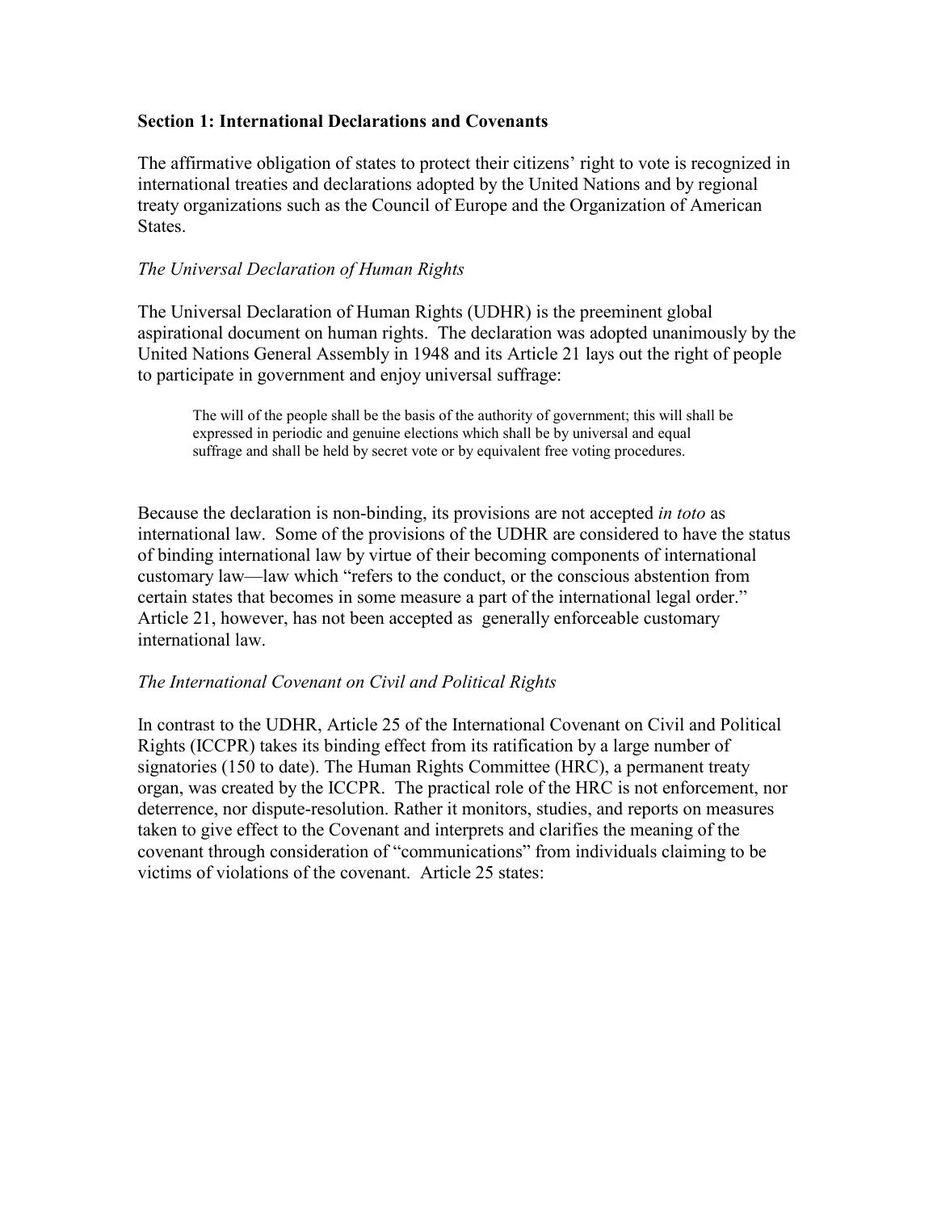## Section 1: International Declarations and Covenants

The affirmative obligation of states to protect their citizens' right to vote is recognized in international treaties and declarations adopted by the United Nations and by regional treaty organizations such as the Council of Europe and the Organization of American States.

### *The Universal Declaration of Human Rights*

The Universal Declaration of Human Rights (UDHR) is the preeminent global aspirational document on human rights. The declaration was adopted unanimously by the United Nations General Assembly in 1948 and its Article 21 lays out the right of people to participate in government and enjoy universal suffrage:

> The will of the people shall be the basis of the authority of government; this will shall be expressed in periodic and genuine elections which shall be by universal and equal suffrage and shall be held by secret vote or by equivalent free voting procedures.

Because the declaration is non-binding, its provisions are not accepted *in toto* as international law. Some of the provisions of the UDHR are considered to have the status of binding international law by virtue of their becoming components of international customary law—law which "refers to the conduct, or the conscious abstention from certain states that becomes in some measure a part of the international legal order." Article 21, however, has not been accepted as generally enforceable customary international law.

### *The International Covenant on Civil and Political Rights*

In contrast to the UDHR, Article 25 of the International Covenant on Civil and Political Rights (ICCPR) takes its binding effect from its ratification by a large number of signatories (150 to date). The Human Rights Committee (HRC), a permanent treaty organ, was created by the ICCPR. The practical role of the HRC is not enforcement, nor deterrence, nor dispute-resolution. Rather it monitors, studies, and reports on measures taken to give effect to the Covenant and interprets and clarifies the meaning of the covenant through consideration of "communications" from individuals claiming to be victims of violations of the covenant. Article 25 states: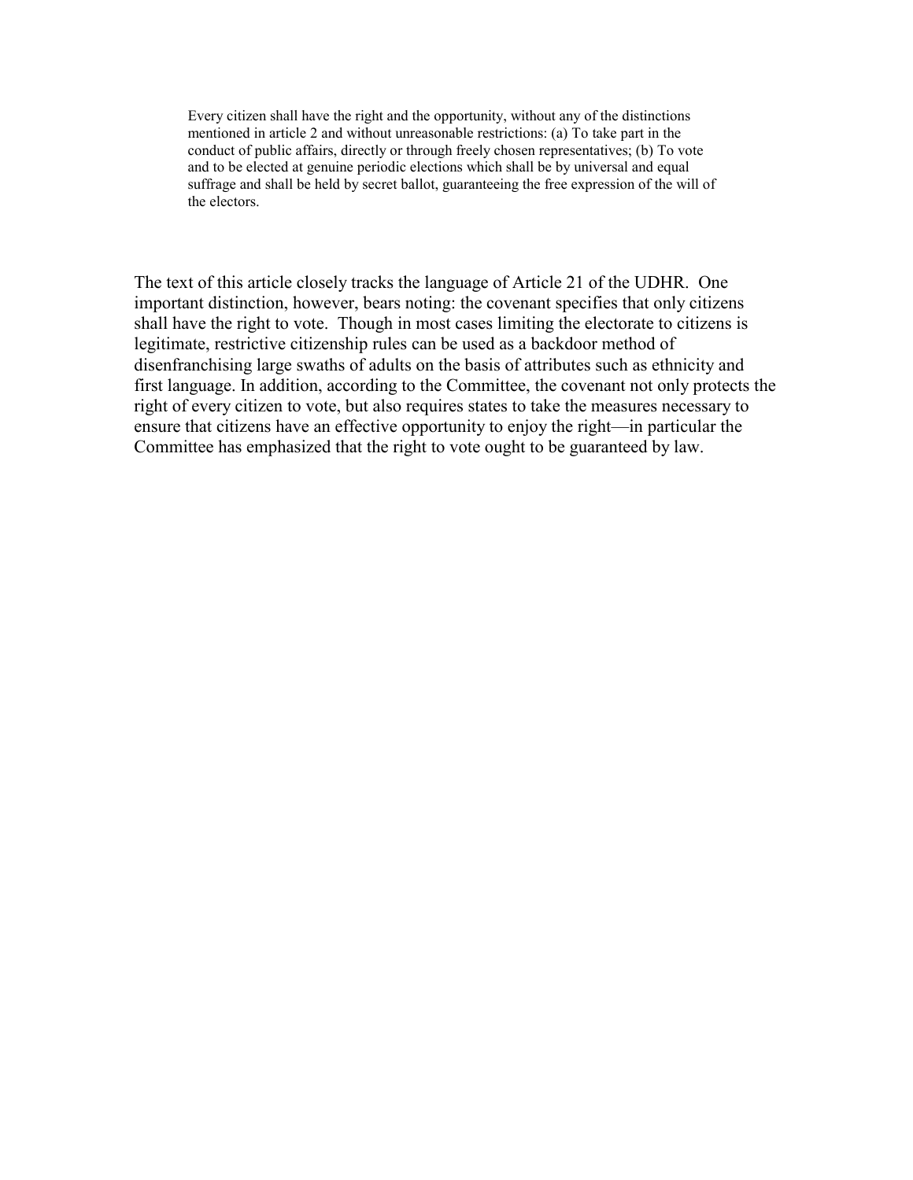> Every citizen shall have the right and the opportunity, without any of the distinctions mentioned in article 2 and without unreasonable restrictions: (a) To take part in the conduct of public affairs, directly or through freely chosen representatives; (b) To vote and to be elected at genuine periodic elections which shall be by universal and equal suffrage and shall be held by secret ballot, guaranteeing the free expression of the will of the electors.

The text of this article closely tracks the language of Article 21 of the UDHR. One important distinction, however, bears noting: the covenant specifies that only citizens shall have the right to vote. Though in most cases limiting the electorate to citizens is legitimate, restrictive citizenship rules can be used as a backdoor method of disenfranchising large swaths of adults on the basis of attributes such as ethnicity and first language. In addition, according to the Committee, the covenant not only protects the right of every citizen to vote, but also requires states to take the measures necessary to ensure that citizens have an effective opportunity to enjoy the right—in particular the Committee has emphasized that the right to vote ought to be guaranteed by law.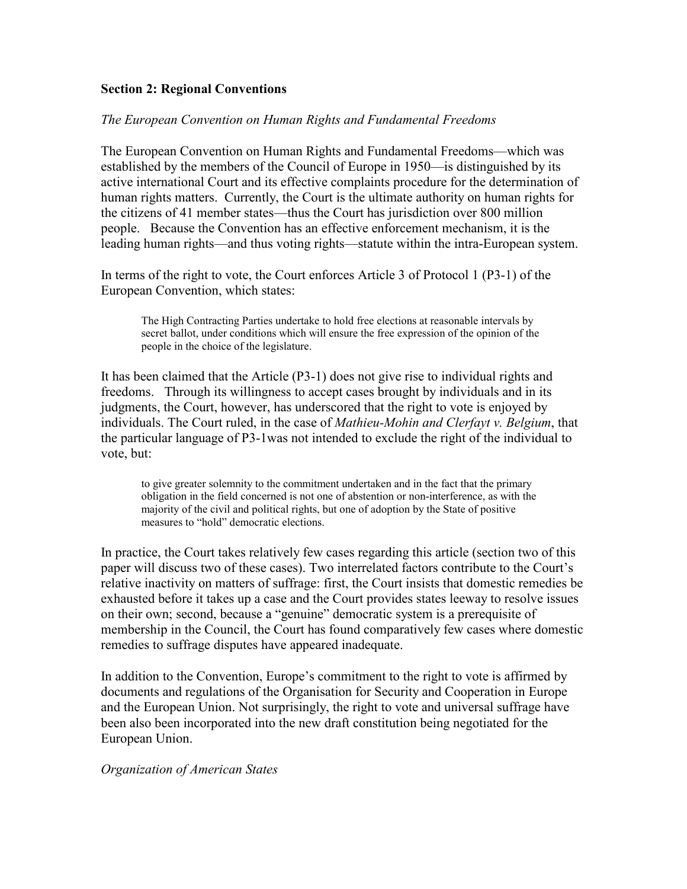## Section 2: Regional Conventions

*The European Convention on Human Rights and Fundamental Freedoms*

The European Convention on Human Rights and Fundamental Freedoms—which was established by the members of the Council of Europe in 1950—is distinguished by its active international Court and its effective complaints procedure for the determination of human rights matters. Currently, the Court is the ultimate authority on human rights for the citizens of 41 member states—thus the Court has jurisdiction over 800 million people. Because the Convention has an effective enforcement mechanism, it is the leading human rights—and thus voting rights—statute within the intra-European system.

In terms of the right to vote, the Court enforces Article 3 of Protocol 1 (P3-1) of the European Convention, which states:

> The High Contracting Parties undertake to hold free elections at reasonable intervals by secret ballot, under conditions which will ensure the free expression of the opinion of the people in the choice of the legislature.

It has been claimed that the Article (P3-1) does not give rise to individual rights and freedoms. Through its willingness to accept cases brought by individuals and in its judgments, the Court, however, has underscored that the right to vote is enjoyed by individuals. The Court ruled, in the case of *Mathieu-Mohin and Clerfayt v. Belgium*, that the particular language of P3-1was not intended to exclude the right of the individual to vote, but:

> to give greater solemnity to the commitment undertaken and in the fact that the primary obligation in the field concerned is not one of abstention or non-interference, as with the majority of the civil and political rights, but one of adoption by the State of positive measures to "hold" democratic elections.

In practice, the Court takes relatively few cases regarding this article (section two of this paper will discuss two of these cases). Two interrelated factors contribute to the Court's relative inactivity on matters of suffrage: first, the Court insists that domestic remedies be exhausted before it takes up a case and the Court provides states leeway to resolve issues on their own; second, because a "genuine" democratic system is a prerequisite of membership in the Council, the Court has found comparatively few cases where domestic remedies to suffrage disputes have appeared inadequate.

In addition to the Convention, Europe's commitment to the right to vote is affirmed by documents and regulations of the Organisation for Security and Cooperation in Europe and the European Union. Not surprisingly, the right to vote and universal suffrage have been also been incorporated into the new draft constitution being negotiated for the European Union.

*Organization of American States*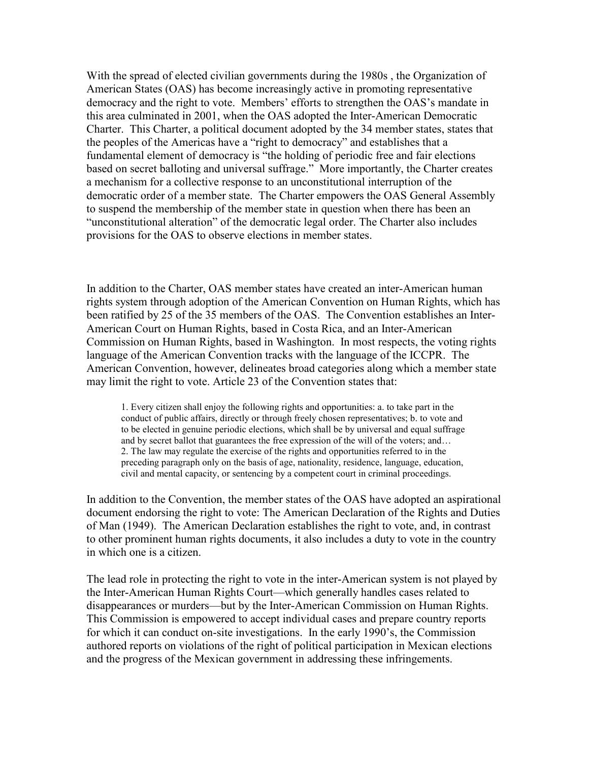With the spread of elected civilian governments during the 1980s , the Organization of American States (OAS) has become increasingly active in promoting representative democracy and the right to vote. Members' efforts to strengthen the OAS's mandate in this area culminated in 2001, when the OAS adopted the Inter-American Democratic Charter. This Charter, a political document adopted by the 34 member states, states that the peoples of the Americas have a "right to democracy" and establishes that a fundamental element of democracy is "the holding of periodic free and fair elections based on secret balloting and universal suffrage." More importantly, the Charter creates a mechanism for a collective response to an unconstitutional interruption of the democratic order of a member state. The Charter empowers the OAS General Assembly to suspend the membership of the member state in question when there has been an "unconstitutional alteration" of the democratic legal order. The Charter also includes provisions for the OAS to observe elections in member states.

In addition to the Charter, OAS member states have created an inter-American human rights system through adoption of the American Convention on Human Rights, which has been ratified by 25 of the 35 members of the OAS. The Convention establishes an Inter-American Court on Human Rights, based in Costa Rica, and an Inter-American Commission on Human Rights, based in Washington. In most respects, the voting rights language of the American Convention tracks with the language of the ICCPR. The American Convention, however, delineates broad categories along which a member state may limit the right to vote. Article 23 of the Convention states that:

> 1. Every citizen shall enjoy the following rights and opportunities: a. to take part in the conduct of public affairs, directly or through freely chosen representatives; b. to vote and to be elected in genuine periodic elections, which shall be by universal and equal suffrage and by secret ballot that guarantees the free expression of the will of the voters; and…
> 2. The law may regulate the exercise of the rights and opportunities referred to in the preceding paragraph only on the basis of age, nationality, residence, language, education, civil and mental capacity, or sentencing by a competent court in criminal proceedings.

In addition to the Convention, the member states of the OAS have adopted an aspirational document endorsing the right to vote: The American Declaration of the Rights and Duties of Man (1949). The American Declaration establishes the right to vote, and, in contrast to other prominent human rights documents, it also includes a duty to vote in the country in which one is a citizen.

The lead role in protecting the right to vote in the inter-American system is not played by the Inter-American Human Rights Court—which generally handles cases related to disappearances or murders—but by the Inter-American Commission on Human Rights. This Commission is empowered to accept individual cases and prepare country reports for which it can conduct on-site investigations. In the early 1990's, the Commission authored reports on violations of the right of political participation in Mexican elections and the progress of the Mexican government in addressing these infringements.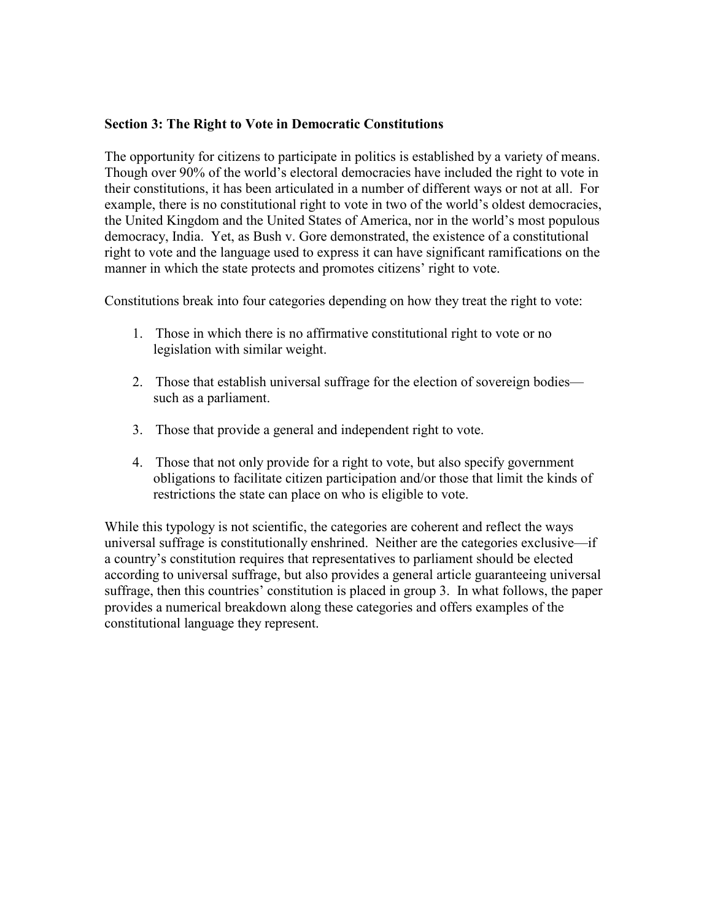**Section 3: The Right to Vote in Democratic Constitutions**

The opportunity for citizens to participate in politics is established by a variety of means. Though over 90% of the world's electoral democracies have included the right to vote in their constitutions, it has been articulated in a number of different ways or not at all. For example, there is no constitutional right to vote in two of the world's oldest democracies, the United Kingdom and the United States of America, nor in the world's most populous democracy, India. Yet, as Bush v. Gore demonstrated, the existence of a constitutional right to vote and the language used to express it can have significant ramifications on the manner in which the state protects and promotes citizens' right to vote.

Constitutions break into four categories depending on how they treat the right to vote:

1. Those in which there is no affirmative constitutional right to vote or no legislation with similar weight.

2. Those that establish universal suffrage for the election of sovereign bodies—such as a parliament.

3. Those that provide a general and independent right to vote.

4. Those that not only provide for a right to vote, but also specify government obligations to facilitate citizen participation and/or those that limit the kinds of restrictions the state can place on who is eligible to vote.

While this typology is not scientific, the categories are coherent and reflect the ways universal suffrage is constitutionally enshrined. Neither are the categories exclusive—if a country's constitution requires that representatives to parliament should be elected according to universal suffrage, but also provides a general article guaranteeing universal suffrage, then this countries' constitution is placed in group 3. In what follows, the paper provides a numerical breakdown along these categories and offers examples of the constitutional language they represent.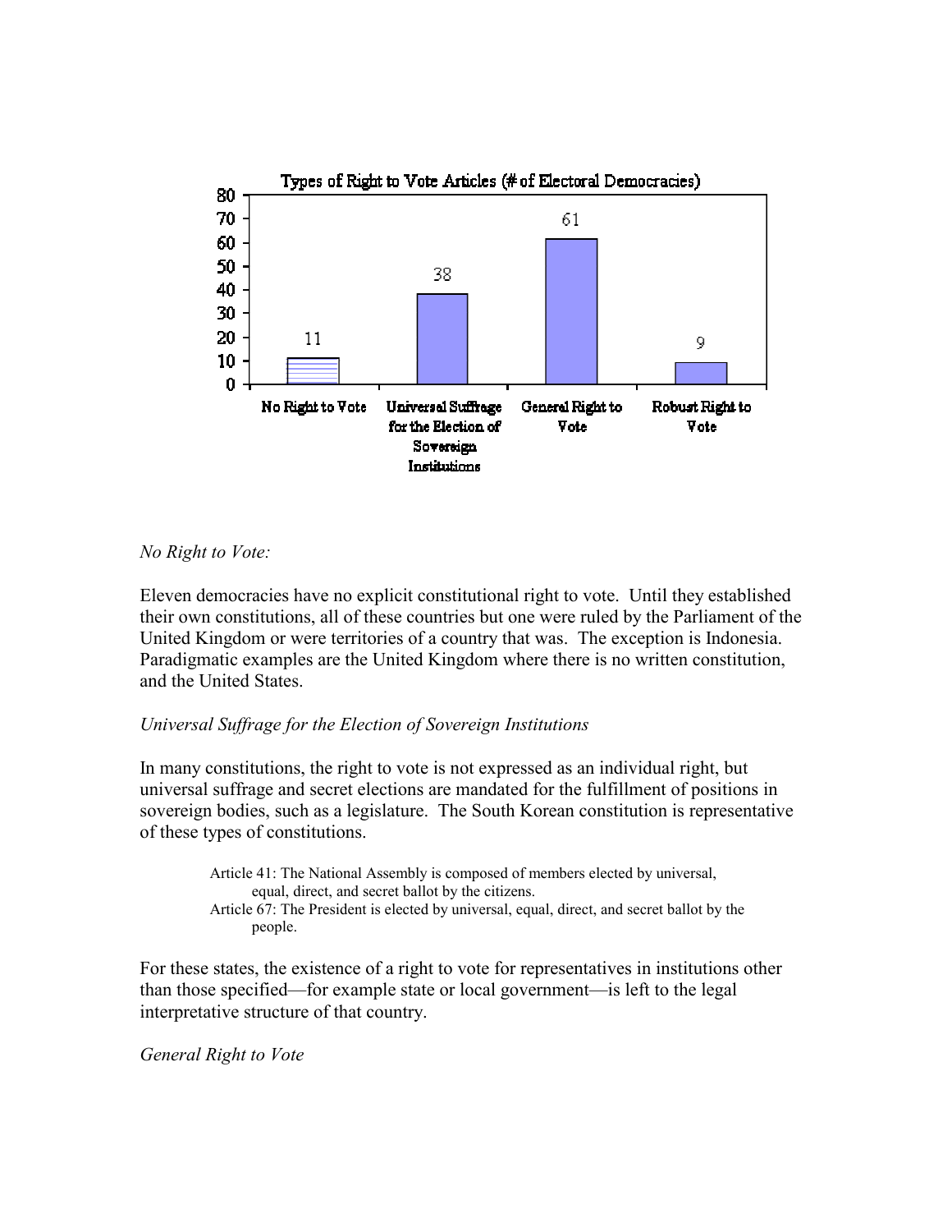Types of Right to Vote Articles (# of Electoral Democracies)

| No Right to Vote | Universal Suffrage for the Election of Sovereign Institutions | General Right to Vote | Robust Right to Vote |
|---|---|---|---|
| 11 | 38 | 61 | 9 |

*No Right to Vote:*

Eleven democracies have no explicit constitutional right to vote. Until they established their own constitutions, all of these countries but one were ruled by the Parliament of the United Kingdom or were territories of a country that was. The exception is Indonesia. Paradigmatic examples are the United Kingdom where there is no written constitution, and the United States.

*Universal Suffrage for the Election of Sovereign Institutions*

In many constitutions, the right to vote is not expressed as an individual right, but universal suffrage and secret elections are mandated for the fulfillment of positions in sovereign bodies, such as a legislature. The South Korean constitution is representative of these types of constitutions.

> Article 41: The National Assembly is composed of members elected by universal, equal, direct, and secret ballot by the citizens.
> Article 67: The President is elected by universal, equal, direct, and secret ballot by the people.

For these states, the existence of a right to vote for representatives in institutions other than those specified—for example state or local government—is left to the legal interpretative structure of that country.

*General Right to Vote*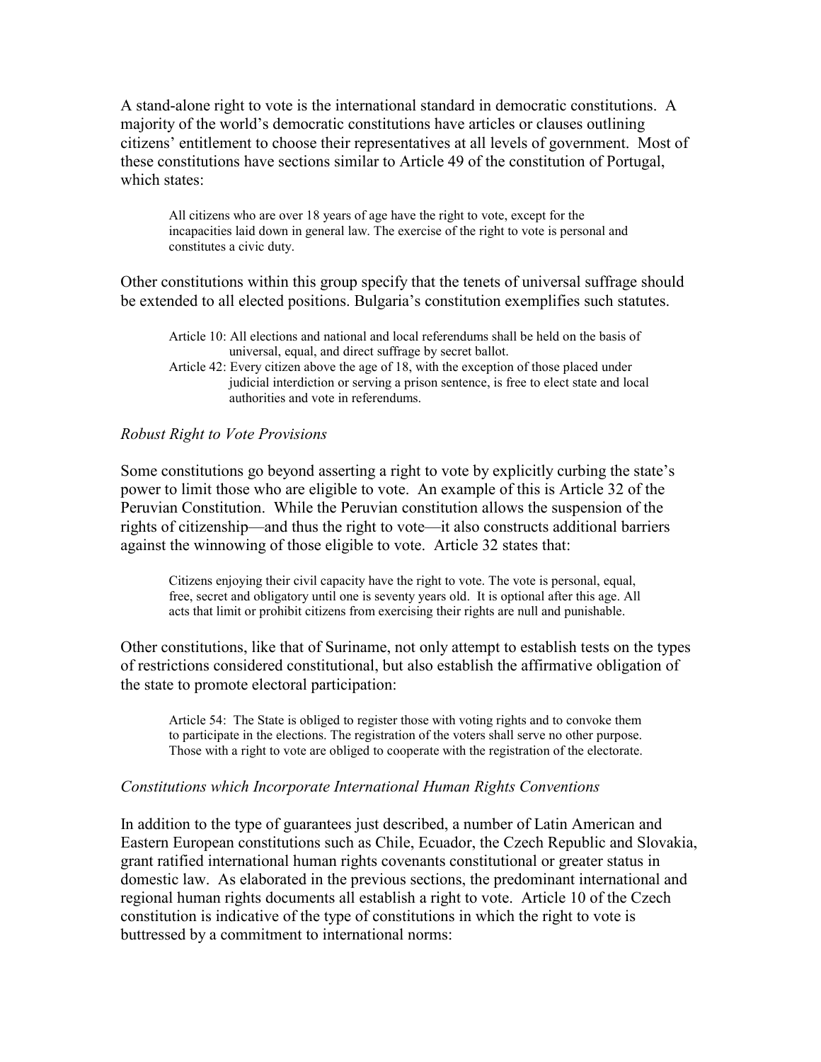A stand-alone right to vote is the international standard in democratic constitutions. A majority of the world's democratic constitutions have articles or clauses outlining citizens' entitlement to choose their representatives at all levels of government. Most of these constitutions have sections similar to Article 49 of the constitution of Portugal, which states:

> All citizens who are over 18 years of age have the right to vote, except for the incapacities laid down in general law. The exercise of the right to vote is personal and constitutes a civic duty.

Other constitutions within this group specify that the tenets of universal suffrage should be extended to all elected positions. Bulgaria's constitution exemplifies such statutes.

> Article 10: All elections and national and local referendums shall be held on the basis of universal, equal, and direct suffrage by secret ballot.
>
> Article 42: Every citizen above the age of 18, with the exception of those placed under judicial interdiction or serving a prison sentence, is free to elect state and local authorities and vote in referendums.

*Robust Right to Vote Provisions*

Some constitutions go beyond asserting a right to vote by explicitly curbing the state's power to limit those who are eligible to vote. An example of this is Article 32 of the Peruvian Constitution. While the Peruvian constitution allows the suspension of the rights of citizenship—and thus the right to vote—it also constructs additional barriers against the winnowing of those eligible to vote. Article 32 states that:

> Citizens enjoying their civil capacity have the right to vote. The vote is personal, equal, free, secret and obligatory until one is seventy years old. It is optional after this age. All acts that limit or prohibit citizens from exercising their rights are null and punishable.

Other constitutions, like that of Suriname, not only attempt to establish tests on the types of restrictions considered constitutional, but also establish the affirmative obligation of the state to promote electoral participation:

> Article 54: The State is obliged to register those with voting rights and to convoke them to participate in the elections. The registration of the voters shall serve no other purpose. Those with a right to vote are obliged to cooperate with the registration of the electorate.

*Constitutions which Incorporate International Human Rights Conventions*

In addition to the type of guarantees just described, a number of Latin American and Eastern European constitutions such as Chile, Ecuador, the Czech Republic and Slovakia, grant ratified international human rights covenants constitutional or greater status in domestic law. As elaborated in the previous sections, the predominant international and regional human rights documents all establish a right to vote. Article 10 of the Czech constitution is indicative of the type of constitutions in which the right to vote is buttressed by a commitment to international norms: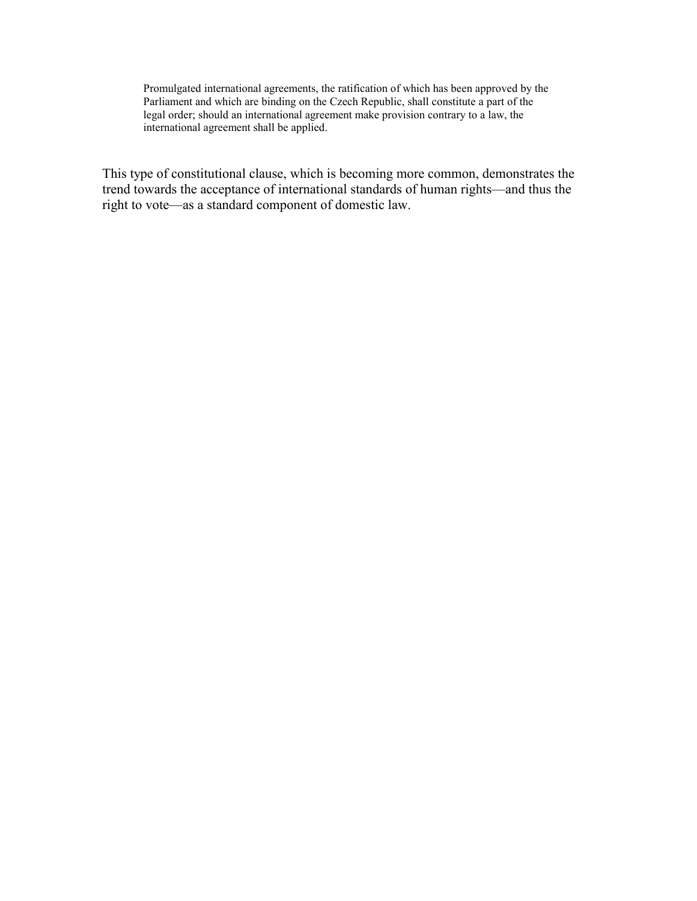> Promulgated international agreements, the ratification of which has been approved by the Parliament and which are binding on the Czech Republic, shall constitute a part of the legal order; should an international agreement make provision contrary to a law, the international agreement shall be applied.

This type of constitutional clause, which is becoming more common, demonstrates the trend towards the acceptance of international standards of human rights—and thus the right to vote—as a standard component of domestic law.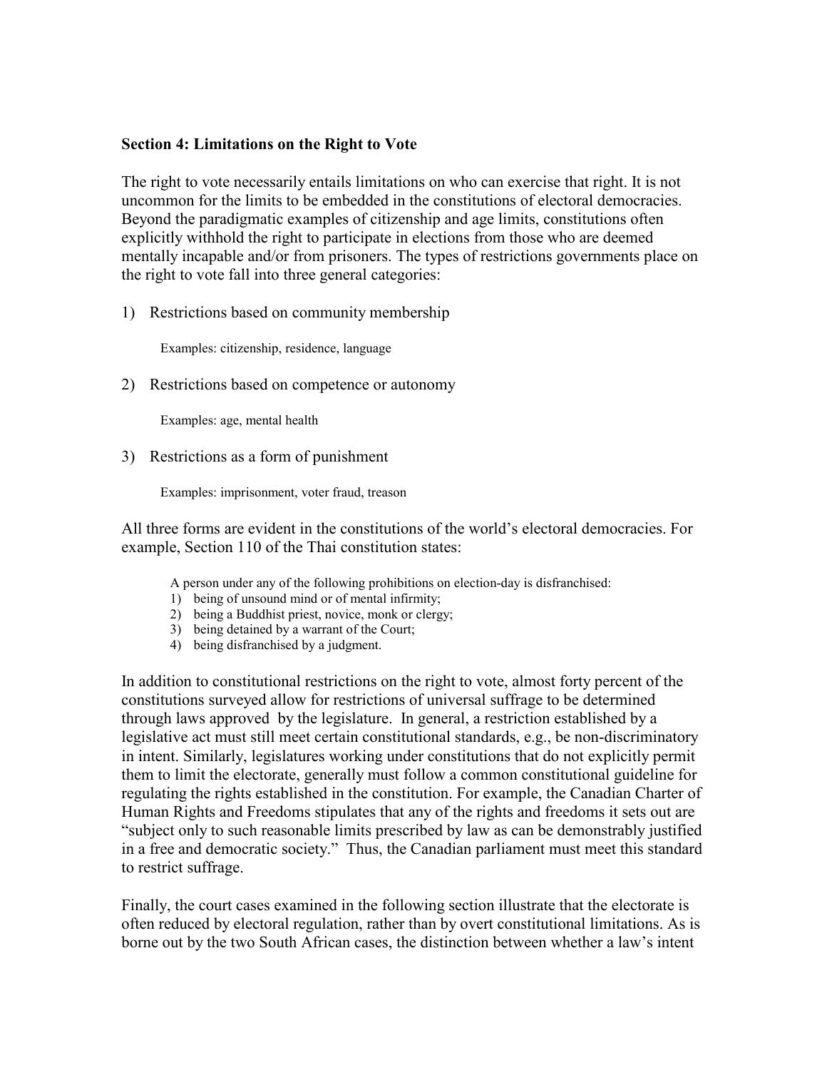### Section 4: Limitations on the Right to Vote

The right to vote necessarily entails limitations on who can exercise that right. It is not uncommon for the limits to be embedded in the constitutions of electoral democracies. Beyond the paradigmatic examples of citizenship and age limits, constitutions often explicitly withhold the right to participate in elections from those who are deemed mentally incapable and/or from prisoners. The types of restrictions governments place on the right to vote fall into three general categories:

1) Restrictions based on community membership

   Examples: citizenship, residence, language

2) Restrictions based on competence or autonomy

   Examples: age, mental health

3) Restrictions as a form of punishment

   Examples: imprisonment, voter fraud, treason

All three forms are evident in the constitutions of the world's electoral democracies. For example, Section 110 of the Thai constitution states:

> A person under any of the following prohibitions on election-day is disfranchised:
> 1) being of unsound mind or of mental infirmity;
> 2) being a Buddhist priest, novice, monk or clergy;
> 3) being detained by a warrant of the Court;
> 4) being disfranchised by a judgment.

In addition to constitutional restrictions on the right to vote, almost forty percent of the constitutions surveyed allow for restrictions of universal suffrage to be determined through laws approved by the legislature. In general, a restriction established by a legislative act must still meet certain constitutional standards, e.g., be non-discriminatory in intent. Similarly, legislatures working under constitutions that do not explicitly permit them to limit the electorate, generally must follow a common constitutional guideline for regulating the rights established in the constitution. For example, the Canadian Charter of Human Rights and Freedoms stipulates that any of the rights and freedoms it sets out are "subject only to such reasonable limits prescribed by law as can be demonstrably justified in a free and democratic society." Thus, the Canadian parliament must meet this standard to restrict suffrage.

Finally, the court cases examined in the following section illustrate that the electorate is often reduced by electoral regulation, rather than by overt constitutional limitations. As is borne out by the two South African cases, the distinction between whether a law's intent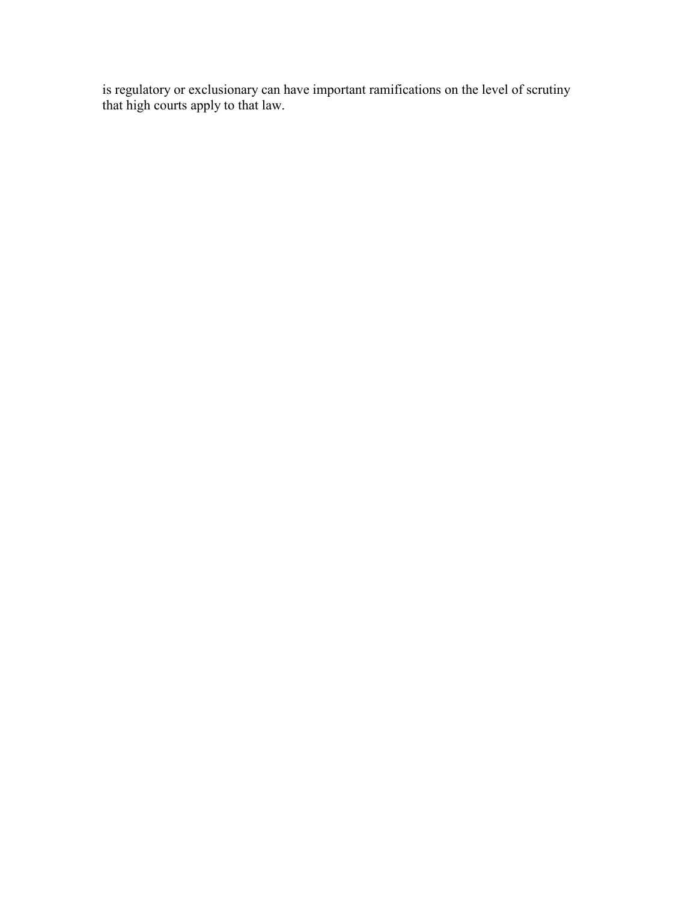is regulatory or exclusionary can have important ramifications on the level of scrutiny that high courts apply to that law.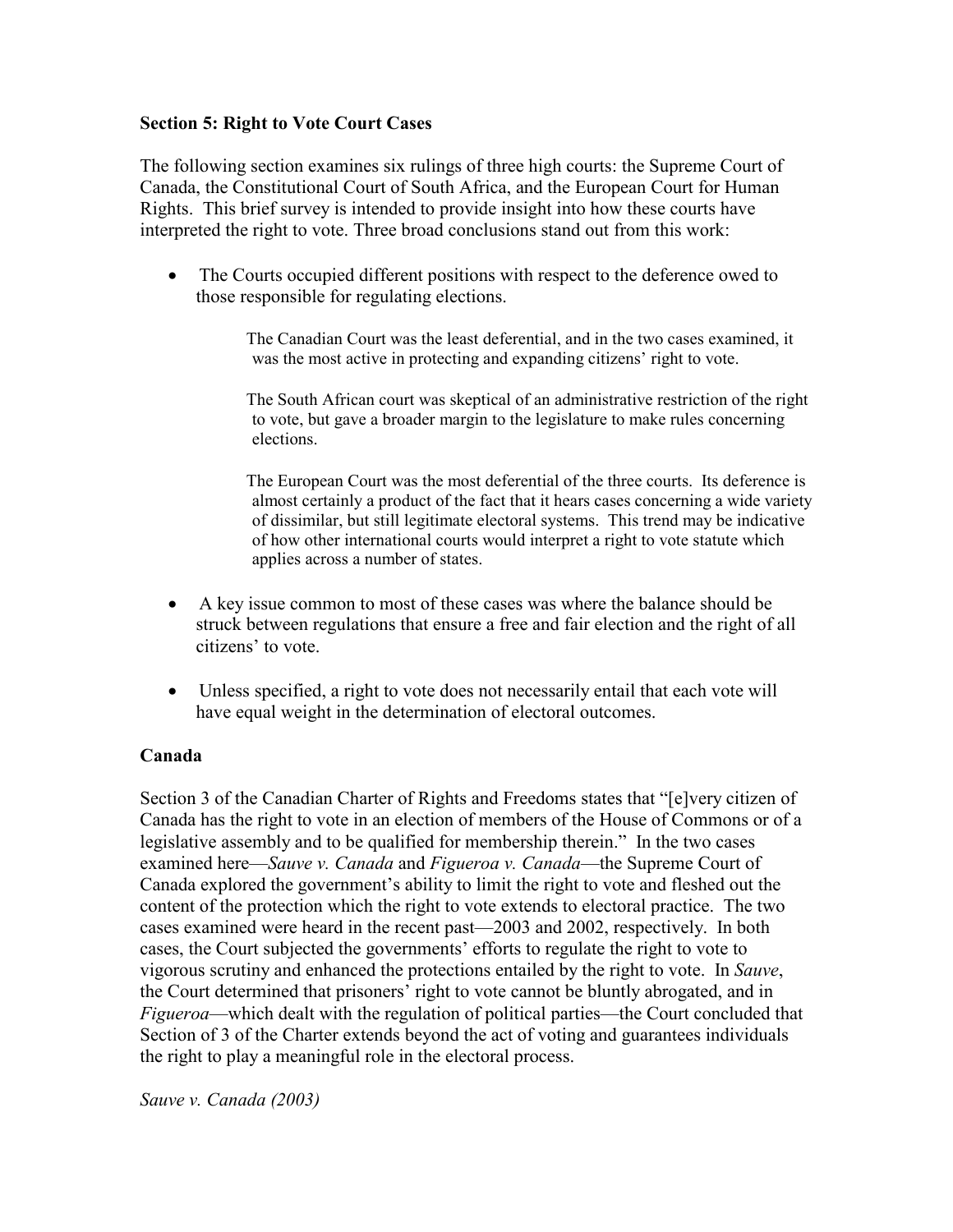### Section 5: Right to Vote Court Cases

The following section examines six rulings of three high courts: the Supreme Court of Canada, the Constitutional Court of South Africa, and the European Court for Human Rights. This brief survey is intended to provide insight into how these courts have interpreted the right to vote. Three broad conclusions stand out from this work:

- The Courts occupied different positions with respect to the deference owed to those responsible for regulating elections.

  The Canadian Court was the least deferential, and in the two cases examined, it was the most active in protecting and expanding citizens' right to vote.

  The South African court was skeptical of an administrative restriction of the right to vote, but gave a broader margin to the legislature to make rules concerning elections.

  The European Court was the most deferential of the three courts. Its deference is almost certainly a product of the fact that it hears cases concerning a wide variety of dissimilar, but still legitimate electoral systems. This trend may be indicative of how other international courts would interpret a right to vote statute which applies across a number of states.

- A key issue common to most of these cases was where the balance should be struck between regulations that ensure a free and fair election and the right of all citizens' to vote.

- Unless specified, a right to vote does not necessarily entail that each vote will have equal weight in the determination of electoral outcomes.

### Canada

Section 3 of the Canadian Charter of Rights and Freedoms states that "[e]very citizen of Canada has the right to vote in an election of members of the House of Commons or of a legislative assembly and to be qualified for membership therein." In the two cases examined here—*Sauve v. Canada* and *Figueroa v. Canada*—the Supreme Court of Canada explored the government's ability to limit the right to vote and fleshed out the content of the protection which the right to vote extends to electoral practice. The two cases examined were heard in the recent past—2003 and 2002, respectively. In both cases, the Court subjected the governments' efforts to regulate the right to vote to vigorous scrutiny and enhanced the protections entailed by the right to vote. In *Sauve*, the Court determined that prisoners' right to vote cannot be bluntly abrogated, and in *Figueroa*—which dealt with the regulation of political parties—the Court concluded that Section of 3 of the Charter extends beyond the act of voting and guarantees individuals the right to play a meaningful role in the electoral process.

*Sauve v. Canada (2003)*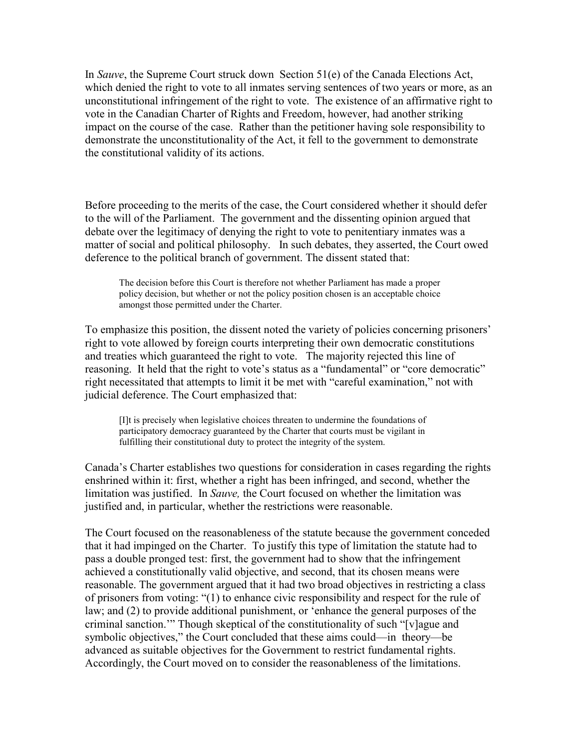In *Sauve*, the Supreme Court struck down Section 51(e) of the Canada Elections Act, which denied the right to vote to all inmates serving sentences of two years or more, as an unconstitutional infringement of the right to vote. The existence of an affirmative right to vote in the Canadian Charter of Rights and Freedom, however, had another striking impact on the course of the case. Rather than the petitioner having sole responsibility to demonstrate the unconstitutionality of the Act, it fell to the government to demonstrate the constitutional validity of its actions.

Before proceeding to the merits of the case, the Court considered whether it should defer to the will of the Parliament. The government and the dissenting opinion argued that debate over the legitimacy of denying the right to vote to penitentiary inmates was a matter of social and political philosophy. In such debates, they asserted, the Court owed deference to the political branch of government. The dissent stated that:

> The decision before this Court is therefore not whether Parliament has made a proper policy decision, but whether or not the policy position chosen is an acceptable choice amongst those permitted under the Charter.

To emphasize this position, the dissent noted the variety of policies concerning prisoners' right to vote allowed by foreign courts interpreting their own democratic constitutions and treaties which guaranteed the right to vote. The majority rejected this line of reasoning. It held that the right to vote's status as a "fundamental" or "core democratic" right necessitated that attempts to limit it be met with "careful examination," not with judicial deference. The Court emphasized that:

> [I]t is precisely when legislative choices threaten to undermine the foundations of participatory democracy guaranteed by the Charter that courts must be vigilant in fulfilling their constitutional duty to protect the integrity of the system.

Canada's Charter establishes two questions for consideration in cases regarding the rights enshrined within it: first, whether a right has been infringed, and second, whether the limitation was justified. In *Sauve,* the Court focused on whether the limitation was justified and, in particular, whether the restrictions were reasonable.

The Court focused on the reasonableness of the statute because the government conceded that it had impinged on the Charter. To justify this type of limitation the statute had to pass a double pronged test: first, the government had to show that the infringement achieved a constitutionally valid objective, and second, that its chosen means were reasonable. The government argued that it had two broad objectives in restricting a class of prisoners from voting: "(1) to enhance civic responsibility and respect for the rule of law; and (2) to provide additional punishment, or 'enhance the general purposes of the criminal sanction.'" Though skeptical of the constitutionality of such "[v]ague and symbolic objectives," the Court concluded that these aims could—in theory—be advanced as suitable objectives for the Government to restrict fundamental rights. Accordingly, the Court moved on to consider the reasonableness of the limitations.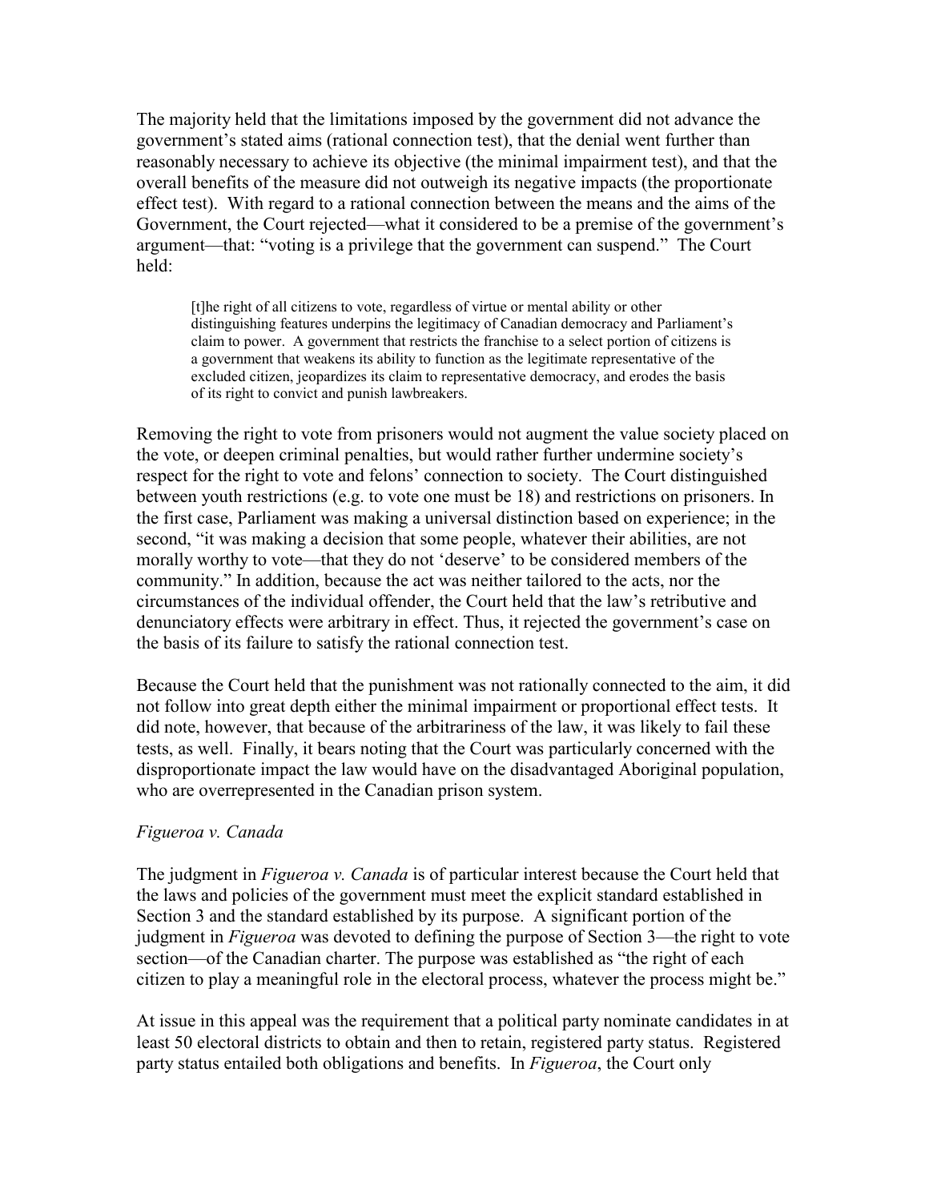The majority held that the limitations imposed by the government did not advance the government's stated aims (rational connection test), that the denial went further than reasonably necessary to achieve its objective (the minimal impairment test), and that the overall benefits of the measure did not outweigh its negative impacts (the proportionate effect test). With regard to a rational connection between the means and the aims of the Government, the Court rejected—what it considered to be a premise of the government's argument—that: "voting is a privilege that the government can suspend." The Court held:

> [t]he right of all citizens to vote, regardless of virtue or mental ability or other distinguishing features underpins the legitimacy of Canadian democracy and Parliament's claim to power. A government that restricts the franchise to a select portion of citizens is a government that weakens its ability to function as the legitimate representative of the excluded citizen, jeopardizes its claim to representative democracy, and erodes the basis of its right to convict and punish lawbreakers.

Removing the right to vote from prisoners would not augment the value society placed on the vote, or deepen criminal penalties, but would rather further undermine society's respect for the right to vote and felons' connection to society. The Court distinguished between youth restrictions (e.g. to vote one must be 18) and restrictions on prisoners. In the first case, Parliament was making a universal distinction based on experience; in the second, "it was making a decision that some people, whatever their abilities, are not morally worthy to vote—that they do not 'deserve' to be considered members of the community." In addition, because the act was neither tailored to the acts, nor the circumstances of the individual offender, the Court held that the law's retributive and denunciatory effects were arbitrary in effect. Thus, it rejected the government's case on the basis of its failure to satisfy the rational connection test.

Because the Court held that the punishment was not rationally connected to the aim, it did not follow into great depth either the minimal impairment or proportional effect tests. It did note, however, that because of the arbitrariness of the law, it was likely to fail these tests, as well. Finally, it bears noting that the Court was particularly concerned with the disproportionate impact the law would have on the disadvantaged Aboriginal population, who are overrepresented in the Canadian prison system.

*Figueroa v. Canada*

The judgment in *Figueroa v. Canada* is of particular interest because the Court held that the laws and policies of the government must meet the explicit standard established in Section 3 and the standard established by its purpose. A significant portion of the judgment in *Figueroa* was devoted to defining the purpose of Section 3—the right to vote section—of the Canadian charter. The purpose was established as "the right of each citizen to play a meaningful role in the electoral process, whatever the process might be."

At issue in this appeal was the requirement that a political party nominate candidates in at least 50 electoral districts to obtain and then to retain, registered party status. Registered party status entailed both obligations and benefits. In *Figueroa*, the Court only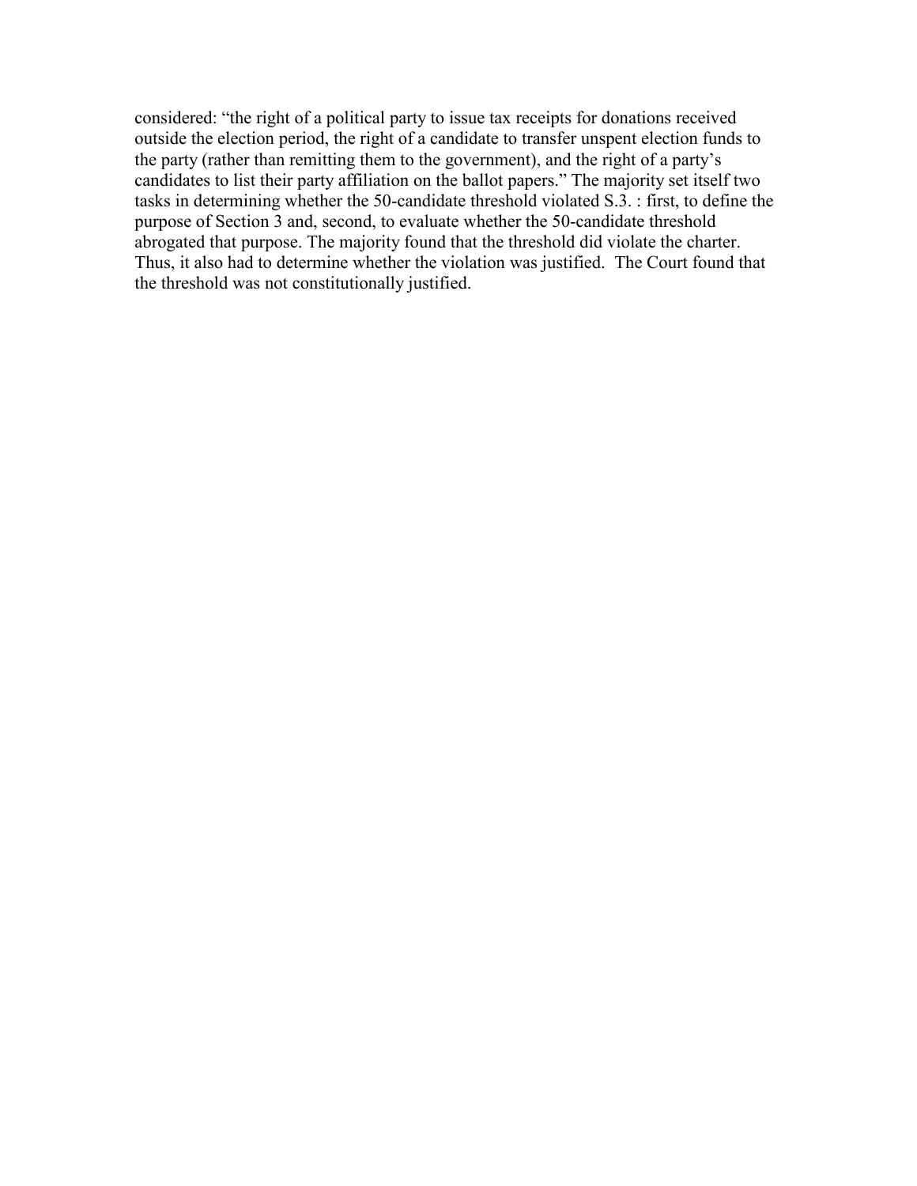considered: “the right of a political party to issue tax receipts for donations received outside the election period, the right of a candidate to transfer unspent election funds to the party (rather than remitting them to the government), and the right of a party’s candidates to list their party affiliation on the ballot papers.” The majority set itself two tasks in determining whether the 50-candidate threshold violated S.3. : first, to define the purpose of Section 3 and, second, to evaluate whether the 50-candidate threshold abrogated that purpose. The majority found that the threshold did violate the charter. Thus, it also had to determine whether the violation was justified. The Court found that the threshold was not constitutionally justified.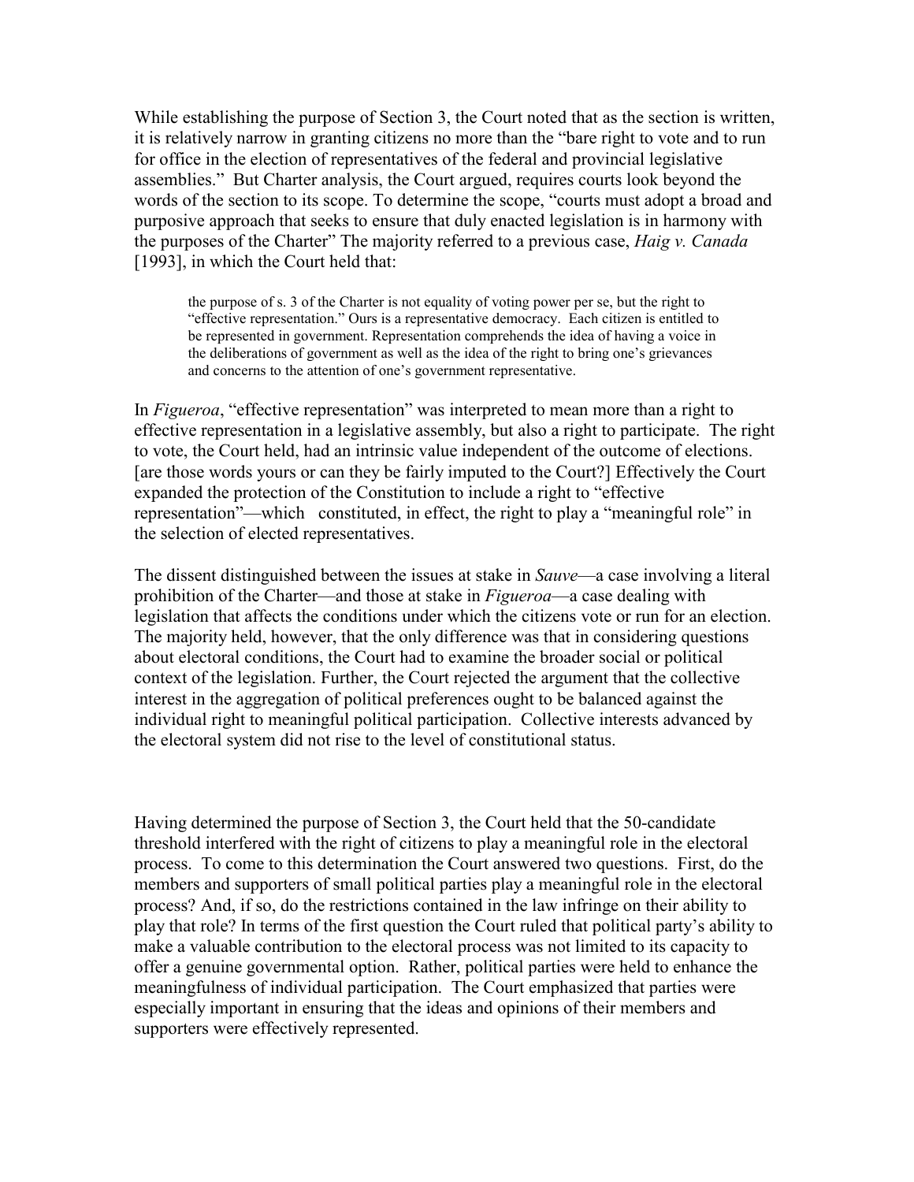While establishing the purpose of Section 3, the Court noted that as the section is written, it is relatively narrow in granting citizens no more than the "bare right to vote and to run for office in the election of representatives of the federal and provincial legislative assemblies." But Charter analysis, the Court argued, requires courts look beyond the words of the section to its scope. To determine the scope, "courts must adopt a broad and purposive approach that seeks to ensure that duly enacted legislation is in harmony with the purposes of the Charter" The majority referred to a previous case, *Haig v. Canada* [1993], in which the Court held that:

> the purpose of s. 3 of the Charter is not equality of voting power per se, but the right to "effective representation." Ours is a representative democracy. Each citizen is entitled to be represented in government. Representation comprehends the idea of having a voice in the deliberations of government as well as the idea of the right to bring one's grievances and concerns to the attention of one's government representative.

In *Figueroa*, "effective representation" was interpreted to mean more than a right to effective representation in a legislative assembly, but also a right to participate. The right to vote, the Court held, had an intrinsic value independent of the outcome of elections. [are those words yours or can they be fairly imputed to the Court?] Effectively the Court expanded the protection of the Constitution to include a right to "effective representation"—which constituted, in effect, the right to play a "meaningful role" in the selection of elected representatives.

The dissent distinguished between the issues at stake in *Sauve*—a case involving a literal prohibition of the Charter—and those at stake in *Figueroa*—a case dealing with legislation that affects the conditions under which the citizens vote or run for an election. The majority held, however, that the only difference was that in considering questions about electoral conditions, the Court had to examine the broader social or political context of the legislation. Further, the Court rejected the argument that the collective interest in the aggregation of political preferences ought to be balanced against the individual right to meaningful political participation. Collective interests advanced by the electoral system did not rise to the level of constitutional status.

Having determined the purpose of Section 3, the Court held that the 50-candidate threshold interfered with the right of citizens to play a meaningful role in the electoral process. To come to this determination the Court answered two questions. First, do the members and supporters of small political parties play a meaningful role in the electoral process? And, if so, do the restrictions contained in the law infringe on their ability to play that role? In terms of the first question the Court ruled that political party's ability to make a valuable contribution to the electoral process was not limited to its capacity to offer a genuine governmental option. Rather, political parties were held to enhance the meaningfulness of individual participation. The Court emphasized that parties were especially important in ensuring that the ideas and opinions of their members and supporters were effectively represented.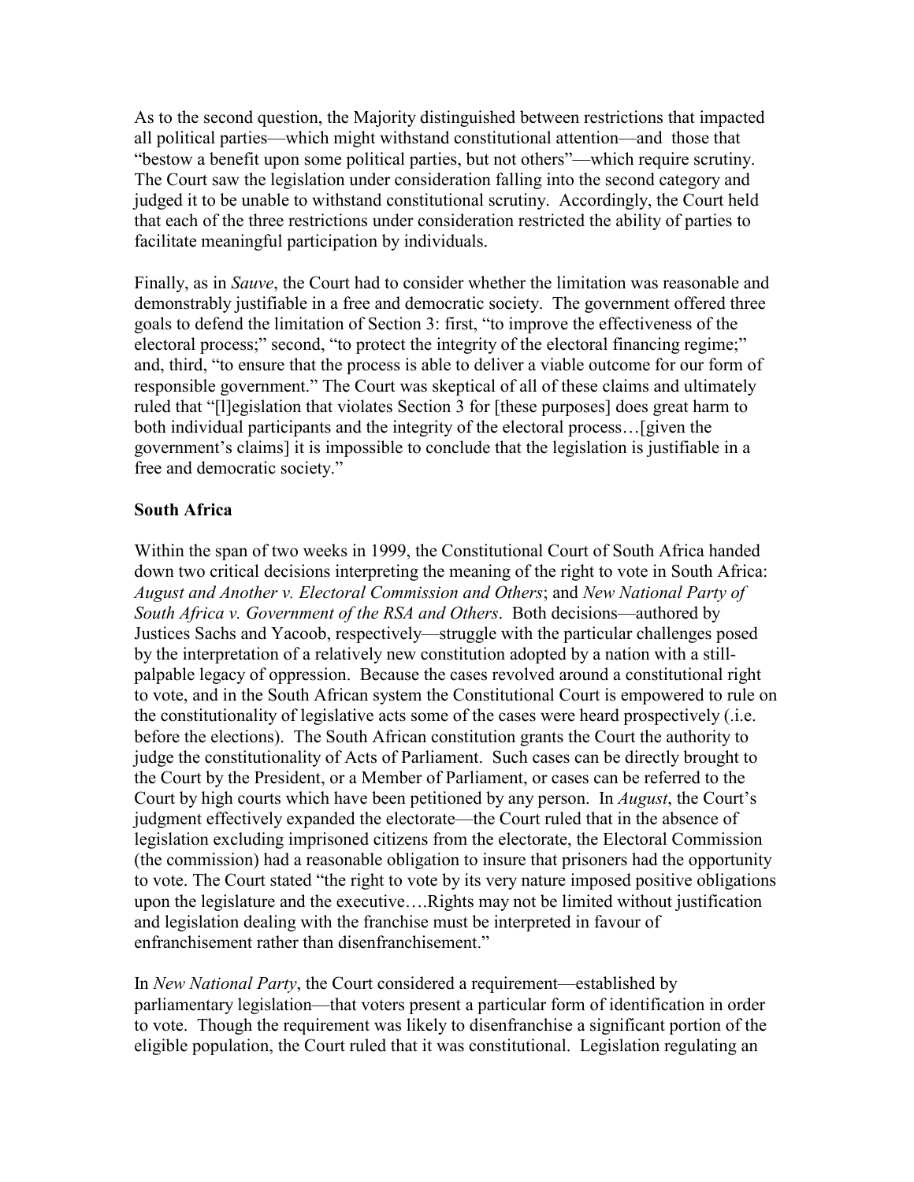As to the second question, the Majority distinguished between restrictions that impacted all political parties—which might withstand constitutional attention—and those that "bestow a benefit upon some political parties, but not others"—which require scrutiny. The Court saw the legislation under consideration falling into the second category and judged it to be unable to withstand constitutional scrutiny. Accordingly, the Court held that each of the three restrictions under consideration restricted the ability of parties to facilitate meaningful participation by individuals.

Finally, as in *Sauve*, the Court had to consider whether the limitation was reasonable and demonstrably justifiable in a free and democratic society. The government offered three goals to defend the limitation of Section 3: first, "to improve the effectiveness of the electoral process;" second, "to protect the integrity of the electoral financing regime;" and, third, "to ensure that the process is able to deliver a viable outcome for our form of responsible government." The Court was skeptical of all of these claims and ultimately ruled that "[l]egislation that violates Section 3 for [these purposes] does great harm to both individual participants and the integrity of the electoral process…[given the government's claims] it is impossible to conclude that the legislation is justifiable in a free and democratic society."

**South Africa**

Within the span of two weeks in 1999, the Constitutional Court of South Africa handed down two critical decisions interpreting the meaning of the right to vote in South Africa: *August and Another v. Electoral Commission and Others*; and *New National Party of South Africa v. Government of the RSA and Others*. Both decisions—authored by Justices Sachs and Yacoob, respectively—struggle with the particular challenges posed by the interpretation of a relatively new constitution adopted by a nation with a still-palpable legacy of oppression. Because the cases revolved around a constitutional right to vote, and in the South African system the Constitutional Court is empowered to rule on the constitutionality of legislative acts some of the cases were heard prospectively (.i.e. before the elections). The South African constitution grants the Court the authority to judge the constitutionality of Acts of Parliament. Such cases can be directly brought to the Court by the President, or a Member of Parliament, or cases can be referred to the Court by high courts which have been petitioned by any person. In *August*, the Court's judgment effectively expanded the electorate—the Court ruled that in the absence of legislation excluding imprisoned citizens from the electorate, the Electoral Commission (the commission) had a reasonable obligation to insure that prisoners had the opportunity to vote. The Court stated "the right to vote by its very nature imposed positive obligations upon the legislature and the executive….Rights may not be limited without justification and legislation dealing with the franchise must be interpreted in favour of enfranchisement rather than disenfranchisement."

In *New National Party*, the Court considered a requirement—established by parliamentary legislation—that voters present a particular form of identification in order to vote. Though the requirement was likely to disenfranchise a significant portion of the eligible population, the Court ruled that it was constitutional. Legislation regulating an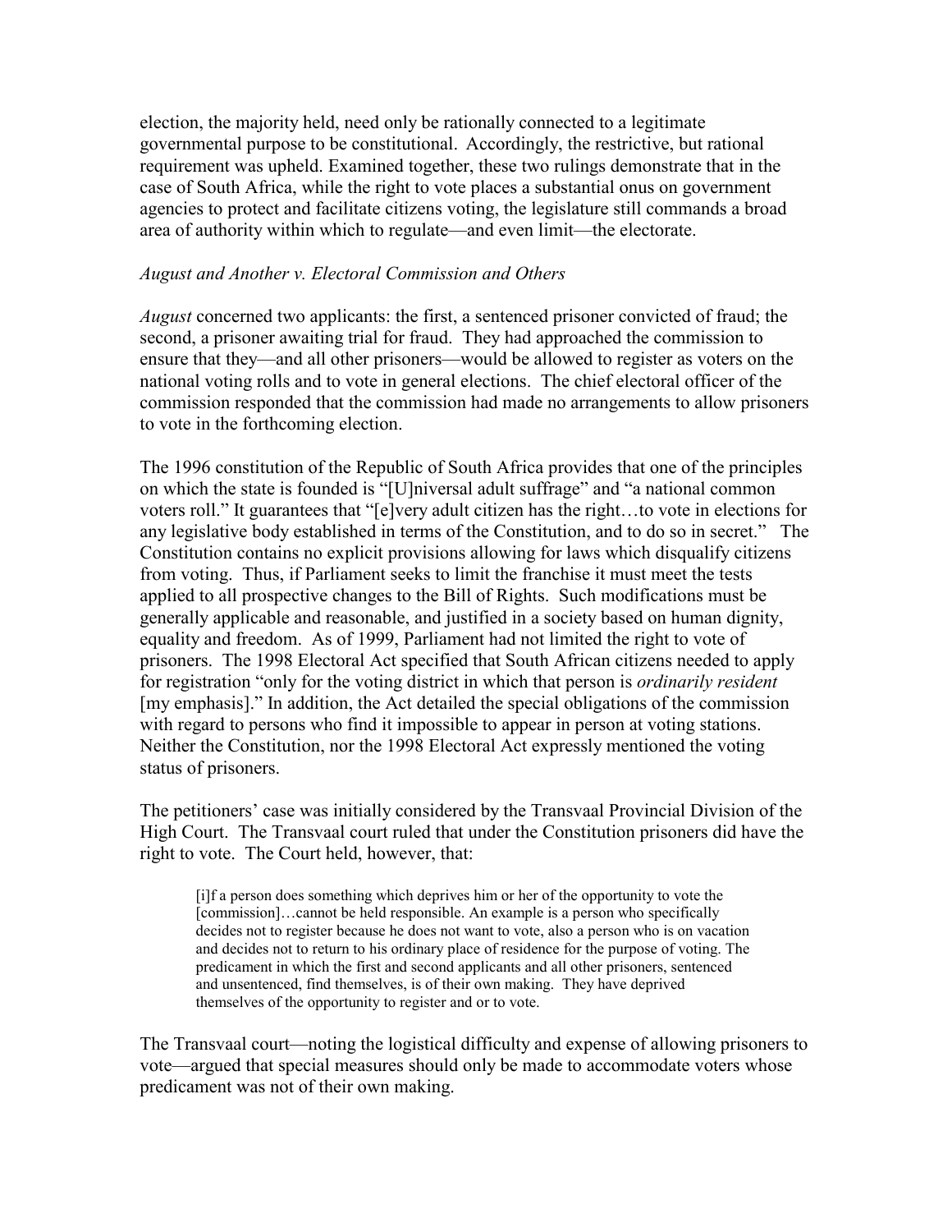election, the majority held, need only be rationally connected to a legitimate governmental purpose to be constitutional. Accordingly, the restrictive, but rational requirement was upheld. Examined together, these two rulings demonstrate that in the case of South Africa, while the right to vote places a substantial onus on government agencies to protect and facilitate citizens voting, the legislature still commands a broad area of authority within which to regulate—and even limit—the electorate.

*August and Another v. Electoral Commission and Others*

*August* concerned two applicants: the first, a sentenced prisoner convicted of fraud; the second, a prisoner awaiting trial for fraud. They had approached the commission to ensure that they—and all other prisoners—would be allowed to register as voters on the national voting rolls and to vote in general elections. The chief electoral officer of the commission responded that the commission had made no arrangements to allow prisoners to vote in the forthcoming election.

The 1996 constitution of the Republic of South Africa provides that one of the principles on which the state is founded is "[U]niversal adult suffrage" and "a national common voters roll." It guarantees that "[e]very adult citizen has the right…to vote in elections for any legislative body established in terms of the Constitution, and to do so in secret." The Constitution contains no explicit provisions allowing for laws which disqualify citizens from voting. Thus, if Parliament seeks to limit the franchise it must meet the tests applied to all prospective changes to the Bill of Rights. Such modifications must be generally applicable and reasonable, and justified in a society based on human dignity, equality and freedom. As of 1999, Parliament had not limited the right to vote of prisoners. The 1998 Electoral Act specified that South African citizens needed to apply for registration "only for the voting district in which that person is *ordinarily resident* [my emphasis]." In addition, the Act detailed the special obligations of the commission with regard to persons who find it impossible to appear in person at voting stations. Neither the Constitution, nor the 1998 Electoral Act expressly mentioned the voting status of prisoners.

The petitioners' case was initially considered by the Transvaal Provincial Division of the High Court. The Transvaal court ruled that under the Constitution prisoners did have the right to vote. The Court held, however, that:

> [i]f a person does something which deprives him or her of the opportunity to vote the [commission]…cannot be held responsible. An example is a person who specifically decides not to register because he does not want to vote, also a person who is on vacation and decides not to return to his ordinary place of residence for the purpose of voting. The predicament in which the first and second applicants and all other prisoners, sentenced and unsentenced, find themselves, is of their own making. They have deprived themselves of the opportunity to register and or to vote.

The Transvaal court—noting the logistical difficulty and expense of allowing prisoners to vote—argued that special measures should only be made to accommodate voters whose predicament was not of their own making.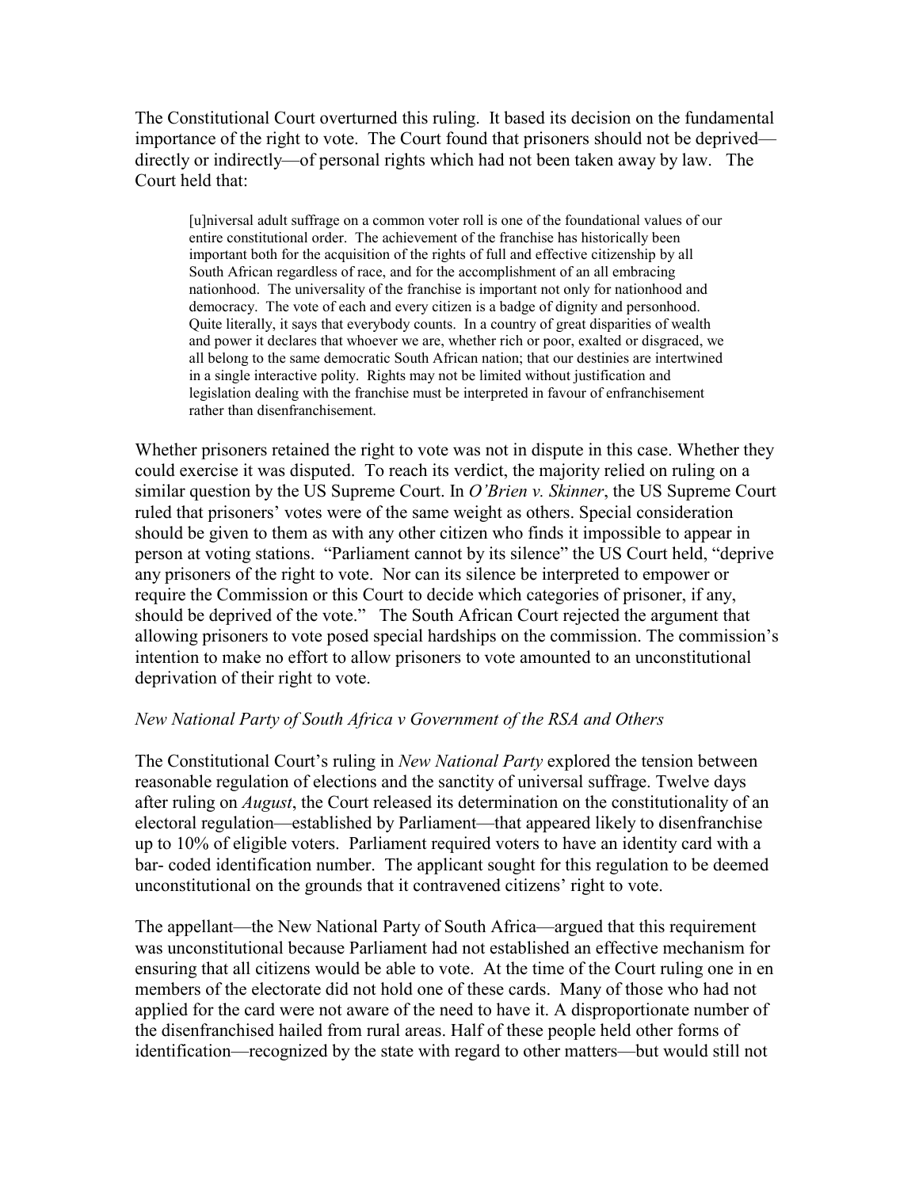The Constitutional Court overturned this ruling. It based its decision on the fundamental importance of the right to vote. The Court found that prisoners should not be deprived—directly or indirectly—of personal rights which had not been taken away by law. The Court held that:

> [u]niversal adult suffrage on a common voter roll is one of the foundational values of our entire constitutional order. The achievement of the franchise has historically been important both for the acquisition of the rights of full and effective citizenship by all South African regardless of race, and for the accomplishment of an all embracing nationhood. The universality of the franchise is important not only for nationhood and democracy. The vote of each and every citizen is a badge of dignity and personhood. Quite literally, it says that everybody counts. In a country of great disparities of wealth and power it declares that whoever we are, whether rich or poor, exalted or disgraced, we all belong to the same democratic South African nation; that our destinies are intertwined in a single interactive polity. Rights may not be limited without justification and legislation dealing with the franchise must be interpreted in favour of enfranchisement rather than disenfranchisement.

Whether prisoners retained the right to vote was not in dispute in this case. Whether they could exercise it was disputed. To reach its verdict, the majority relied on ruling on a similar question by the US Supreme Court. In *O'Brien v. Skinner*, the US Supreme Court ruled that prisoners' votes were of the same weight as others. Special consideration should be given to them as with any other citizen who finds it impossible to appear in person at voting stations. "Parliament cannot by its silence" the US Court held, "deprive any prisoners of the right to vote. Nor can its silence be interpreted to empower or require the Commission or this Court to decide which categories of prisoner, if any, should be deprived of the vote." The South African Court rejected the argument that allowing prisoners to vote posed special hardships on the commission. The commission's intention to make no effort to allow prisoners to vote amounted to an unconstitutional deprivation of their right to vote.

*New National Party of South Africa v Government of the RSA and Others*

The Constitutional Court's ruling in *New National Party* explored the tension between reasonable regulation of elections and the sanctity of universal suffrage. Twelve days after ruling on *August*, the Court released its determination on the constitutionality of an electoral regulation—established by Parliament—that appeared likely to disenfranchise up to 10% of eligible voters. Parliament required voters to have an identity card with a bar- coded identification number. The applicant sought for this regulation to be deemed unconstitutional on the grounds that it contravened citizens' right to vote.

The appellant—the New National Party of South Africa—argued that this requirement was unconstitutional because Parliament had not established an effective mechanism for ensuring that all citizens would be able to vote. At the time of the Court ruling one in en members of the electorate did not hold one of these cards. Many of those who had not applied for the card were not aware of the need to have it. A disproportionate number of the disenfranchised hailed from rural areas. Half of these people held other forms of identification—recognized by the state with regard to other matters—but would still not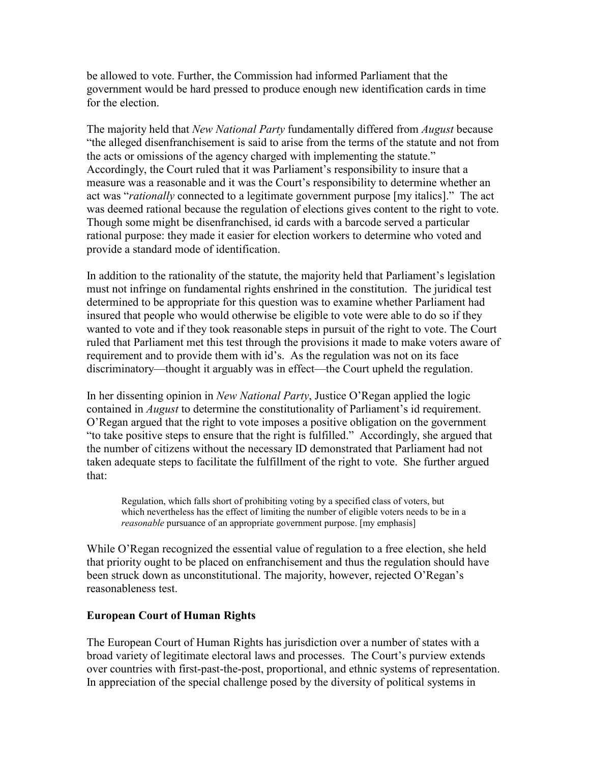be allowed to vote. Further, the Commission had informed Parliament that the government would be hard pressed to produce enough new identification cards in time for the election.

The majority held that *New National Party* fundamentally differed from *August* because "the alleged disenfranchisement is said to arise from the terms of the statute and not from the acts or omissions of the agency charged with implementing the statute." Accordingly, the Court ruled that it was Parliament's responsibility to insure that a measure was a reasonable and it was the Court's responsibility to determine whether an act was "*rationally* connected to a legitimate government purpose [my italics]." The act was deemed rational because the regulation of elections gives content to the right to vote. Though some might be disenfranchised, id cards with a barcode served a particular rational purpose: they made it easier for election workers to determine who voted and provide a standard mode of identification.

In addition to the rationality of the statute, the majority held that Parliament's legislation must not infringe on fundamental rights enshrined in the constitution. The juridical test determined to be appropriate for this question was to examine whether Parliament had insured that people who would otherwise be eligible to vote were able to do so if they wanted to vote and if they took reasonable steps in pursuit of the right to vote. The Court ruled that Parliament met this test through the provisions it made to make voters aware of requirement and to provide them with id's. As the regulation was not on its face discriminatory—thought it arguably was in effect—the Court upheld the regulation.

In her dissenting opinion in *New National Party*, Justice O'Regan applied the logic contained in *August* to determine the constitutionality of Parliament's id requirement. O'Regan argued that the right to vote imposes a positive obligation on the government "to take positive steps to ensure that the right is fulfilled." Accordingly, she argued that the number of citizens without the necessary ID demonstrated that Parliament had not taken adequate steps to facilitate the fulfillment of the right to vote. She further argued that:

> Regulation, which falls short of prohibiting voting by a specified class of voters, but which nevertheless has the effect of limiting the number of eligible voters needs to be in a *reasonable* pursuance of an appropriate government purpose. [my emphasis]

While O'Regan recognized the essential value of regulation to a free election, she held that priority ought to be placed on enfranchisement and thus the regulation should have been struck down as unconstitutional. The majority, however, rejected O'Regan's reasonableness test.

### European Court of Human Rights

The European Court of Human Rights has jurisdiction over a number of states with a broad variety of legitimate electoral laws and processes. The Court's purview extends over countries with first-past-the-post, proportional, and ethnic systems of representation. In appreciation of the special challenge posed by the diversity of political systems in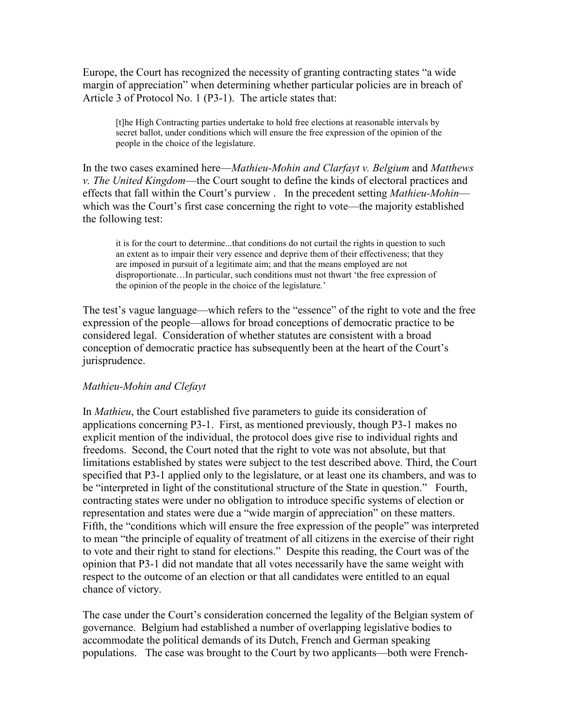Europe, the Court has recognized the necessity of granting contracting states "a wide margin of appreciation" when determining whether particular policies are in breach of Article 3 of Protocol No. 1 (P3-1). The article states that:

> [t]he High Contracting parties undertake to hold free elections at reasonable intervals by secret ballot, under conditions which will ensure the free expression of the opinion of the people in the choice of the legislature.

In the two cases examined here—*Mathieu-Mohin and Clarfayt v. Belgium* and *Matthews v. The United Kingdom*—the Court sought to define the kinds of electoral practices and effects that fall within the Court's purview . In the precedent setting *Mathieu-Mohin*—which was the Court's first case concerning the right to vote—the majority established the following test:

> it is for the court to determine...that conditions do not curtail the rights in question to such an extent as to impair their very essence and deprive them of their effectiveness; that they are imposed in pursuit of a legitimate aim; and that the means employed are not disproportionate…In particular, such conditions must not thwart 'the free expression of the opinion of the people in the choice of the legislature.'

The test's vague language—which refers to the "essence" of the right to vote and the free expression of the people—allows for broad conceptions of democratic practice to be considered legal. Consideration of whether statutes are consistent with a broad conception of democratic practice has subsequently been at the heart of the Court's jurisprudence.

*Mathieu-Mohin and Clefayt*

In *Mathieu*, the Court established five parameters to guide its consideration of applications concerning P3-1. First, as mentioned previously, though P3-1 makes no explicit mention of the individual, the protocol does give rise to individual rights and freedoms. Second, the Court noted that the right to vote was not absolute, but that limitations established by states were subject to the test described above. Third, the Court specified that P3-1 applied only to the legislature, or at least one its chambers, and was to be "interpreted in light of the constitutional structure of the State in question." Fourth, contracting states were under no obligation to introduce specific systems of election or representation and states were due a "wide margin of appreciation" on these matters. Fifth, the "conditions which will ensure the free expression of the people" was interpreted to mean "the principle of equality of treatment of all citizens in the exercise of their right to vote and their right to stand for elections." Despite this reading, the Court was of the opinion that P3-1 did not mandate that all votes necessarily have the same weight with respect to the outcome of an election or that all candidates were entitled to an equal chance of victory.

The case under the Court's consideration concerned the legality of the Belgian system of governance. Belgium had established a number of overlapping legislative bodies to accommodate the political demands of its Dutch, French and German speaking populations. The case was brought to the Court by two applicants—both were French-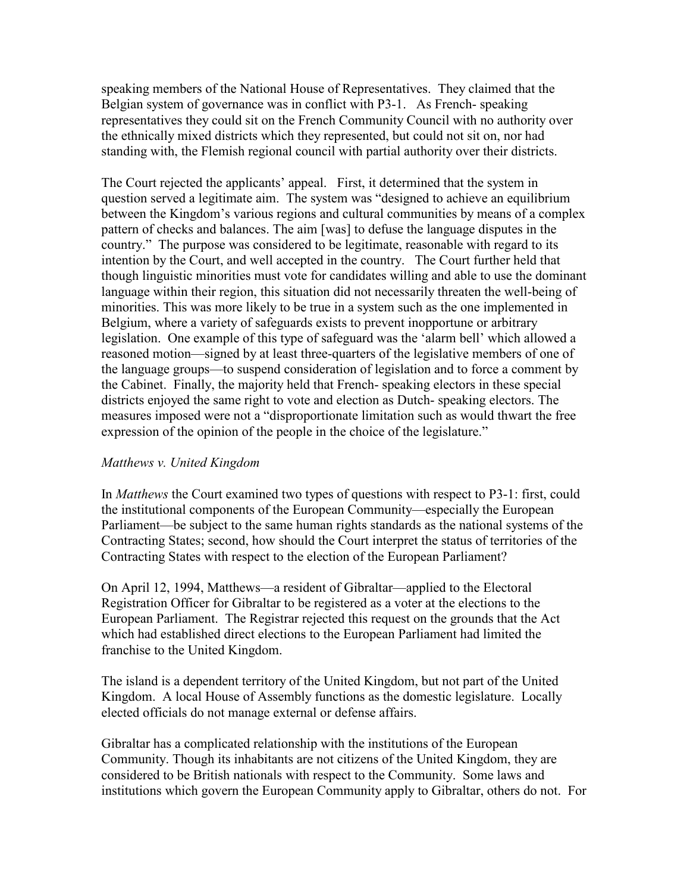speaking members of the National House of Representatives. They claimed that the Belgian system of governance was in conflict with P3-1. As French- speaking representatives they could sit on the French Community Council with no authority over the ethnically mixed districts which they represented, but could not sit on, nor had standing with, the Flemish regional council with partial authority over their districts.

The Court rejected the applicants' appeal. First, it determined that the system in question served a legitimate aim. The system was "designed to achieve an equilibrium between the Kingdom's various regions and cultural communities by means of a complex pattern of checks and balances. The aim [was] to defuse the language disputes in the country." The purpose was considered to be legitimate, reasonable with regard to its intention by the Court, and well accepted in the country. The Court further held that though linguistic minorities must vote for candidates willing and able to use the dominant language within their region, this situation did not necessarily threaten the well-being of minorities. This was more likely to be true in a system such as the one implemented in Belgium, where a variety of safeguards exists to prevent inopportune or arbitrary legislation. One example of this type of safeguard was the 'alarm bell' which allowed a reasoned motion—signed by at least three-quarters of the legislative members of one of the language groups—to suspend consideration of legislation and to force a comment by the Cabinet. Finally, the majority held that French- speaking electors in these special districts enjoyed the same right to vote and election as Dutch- speaking electors. The measures imposed were not a "disproportionate limitation such as would thwart the free expression of the opinion of the people in the choice of the legislature."

*Matthews v. United Kingdom*

In *Matthews* the Court examined two types of questions with respect to P3-1: first, could the institutional components of the European Community—especially the European Parliament—be subject to the same human rights standards as the national systems of the Contracting States; second, how should the Court interpret the status of territories of the Contracting States with respect to the election of the European Parliament?

On April 12, 1994, Matthews—a resident of Gibraltar—applied to the Electoral Registration Officer for Gibraltar to be registered as a voter at the elections to the European Parliament. The Registrar rejected this request on the grounds that the Act which had established direct elections to the European Parliament had limited the franchise to the United Kingdom.

The island is a dependent territory of the United Kingdom, but not part of the United Kingdom. A local House of Assembly functions as the domestic legislature. Locally elected officials do not manage external or defense affairs.

Gibraltar has a complicated relationship with the institutions of the European Community. Though its inhabitants are not citizens of the United Kingdom, they are considered to be British nationals with respect to the Community. Some laws and institutions which govern the European Community apply to Gibraltar, others do not. For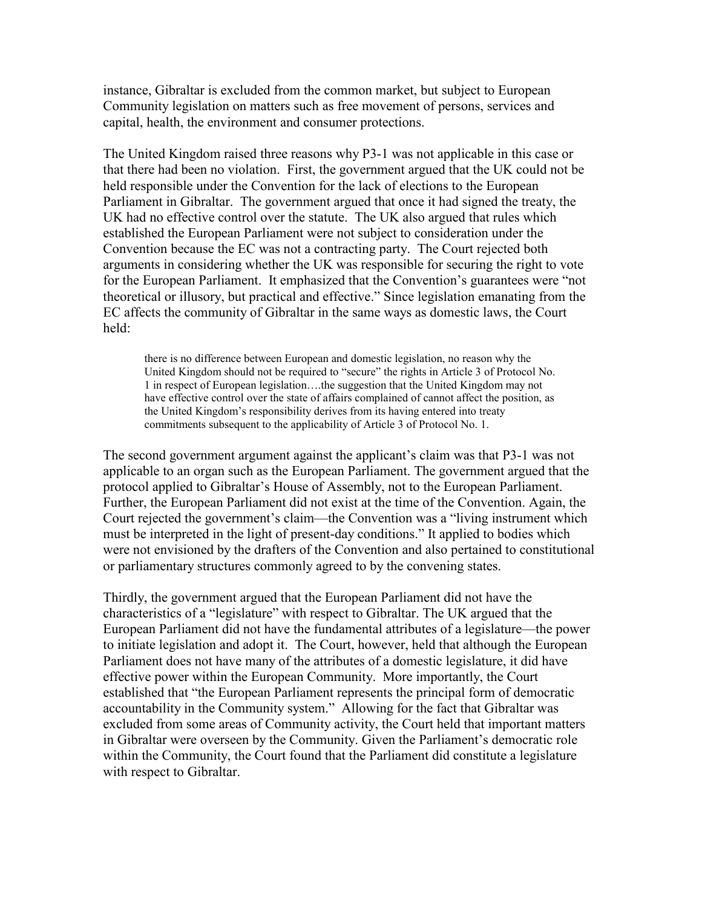instance, Gibraltar is excluded from the common market, but subject to European Community legislation on matters such as free movement of persons, services and capital, health, the environment and consumer protections.

The United Kingdom raised three reasons why P3-1 was not applicable in this case or that there had been no violation. First, the government argued that the UK could not be held responsible under the Convention for the lack of elections to the European Parliament in Gibraltar. The government argued that once it had signed the treaty, the UK had no effective control over the statute. The UK also argued that rules which established the European Parliament were not subject to consideration under the Convention because the EC was not a contracting party. The Court rejected both arguments in considering whether the UK was responsible for securing the right to vote for the European Parliament. It emphasized that the Convention's guarantees were "not theoretical or illusory, but practical and effective." Since legislation emanating from the EC affects the community of Gibraltar in the same ways as domestic laws, the Court held:

> there is no difference between European and domestic legislation, no reason why the United Kingdom should not be required to "secure" the rights in Article 3 of Protocol No. 1 in respect of European legislation….the suggestion that the United Kingdom may not have effective control over the state of affairs complained of cannot affect the position, as the United Kingdom's responsibility derives from its having entered into treaty commitments subsequent to the applicability of Article 3 of Protocol No. 1.

The second government argument against the applicant's claim was that P3-1 was not applicable to an organ such as the European Parliament. The government argued that the protocol applied to Gibraltar's House of Assembly, not to the European Parliament. Further, the European Parliament did not exist at the time of the Convention. Again, the Court rejected the government's claim—the Convention was a "living instrument which must be interpreted in the light of present-day conditions." It applied to bodies which were not envisioned by the drafters of the Convention and also pertained to constitutional or parliamentary structures commonly agreed to by the convening states.

Thirdly, the government argued that the European Parliament did not have the characteristics of a "legislature" with respect to Gibraltar. The UK argued that the European Parliament did not have the fundamental attributes of a legislature—the power to initiate legislation and adopt it. The Court, however, held that although the European Parliament does not have many of the attributes of a domestic legislature, it did have effective power within the European Community. More importantly, the Court established that "the European Parliament represents the principal form of democratic accountability in the Community system." Allowing for the fact that Gibraltar was excluded from some areas of Community activity, the Court held that important matters in Gibraltar were overseen by the Community. Given the Parliament's democratic role within the Community, the Court found that the Parliament did constitute a legislature with respect to Gibraltar.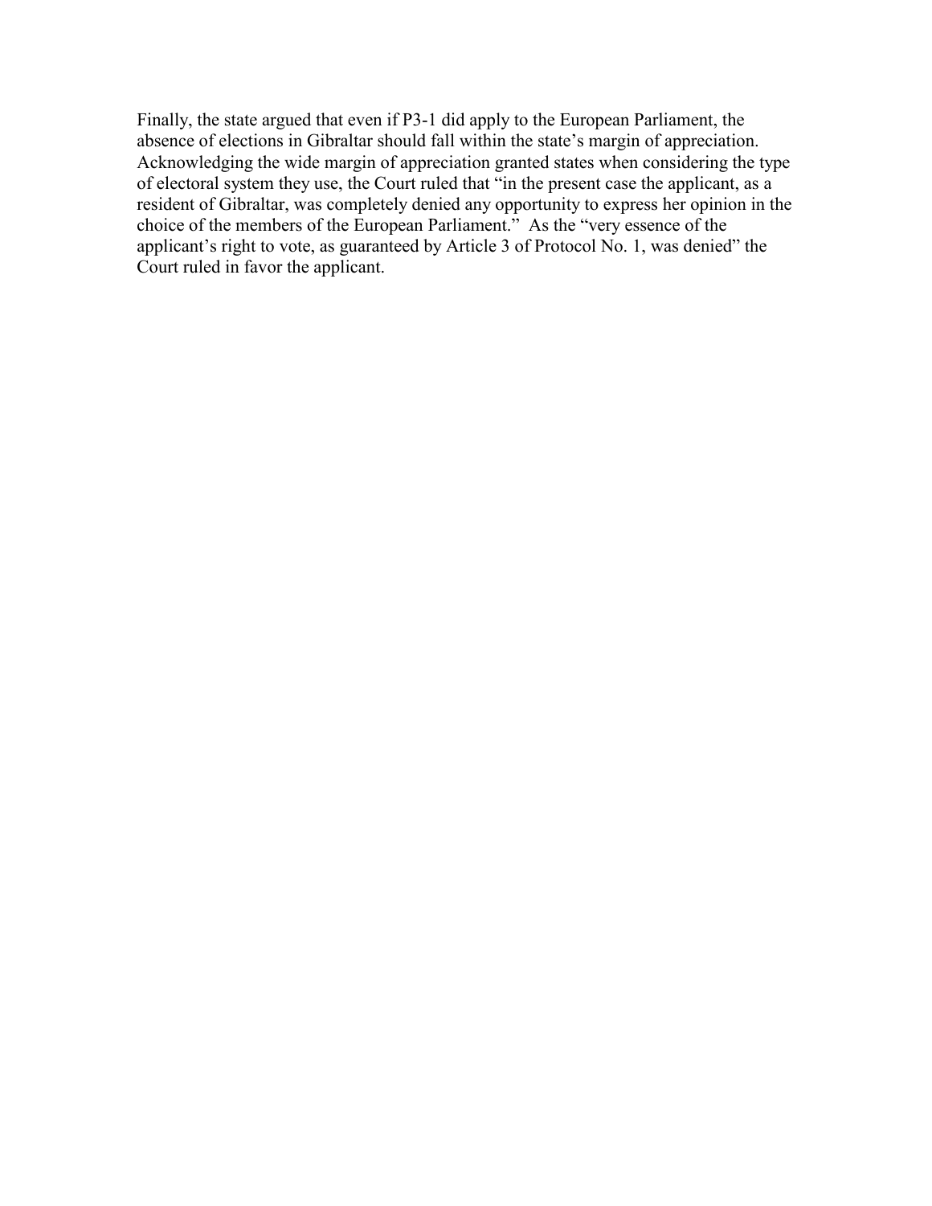Finally, the state argued that even if P3-1 did apply to the European Parliament, the absence of elections in Gibraltar should fall within the state's margin of appreciation. Acknowledging the wide margin of appreciation granted states when considering the type of electoral system they use, the Court ruled that "in the present case the applicant, as a resident of Gibraltar, was completely denied any opportunity to express her opinion in the choice of the members of the European Parliament." As the "very essence of the applicant's right to vote, as guaranteed by Article 3 of Protocol No. 1, was denied" the Court ruled in favor the applicant.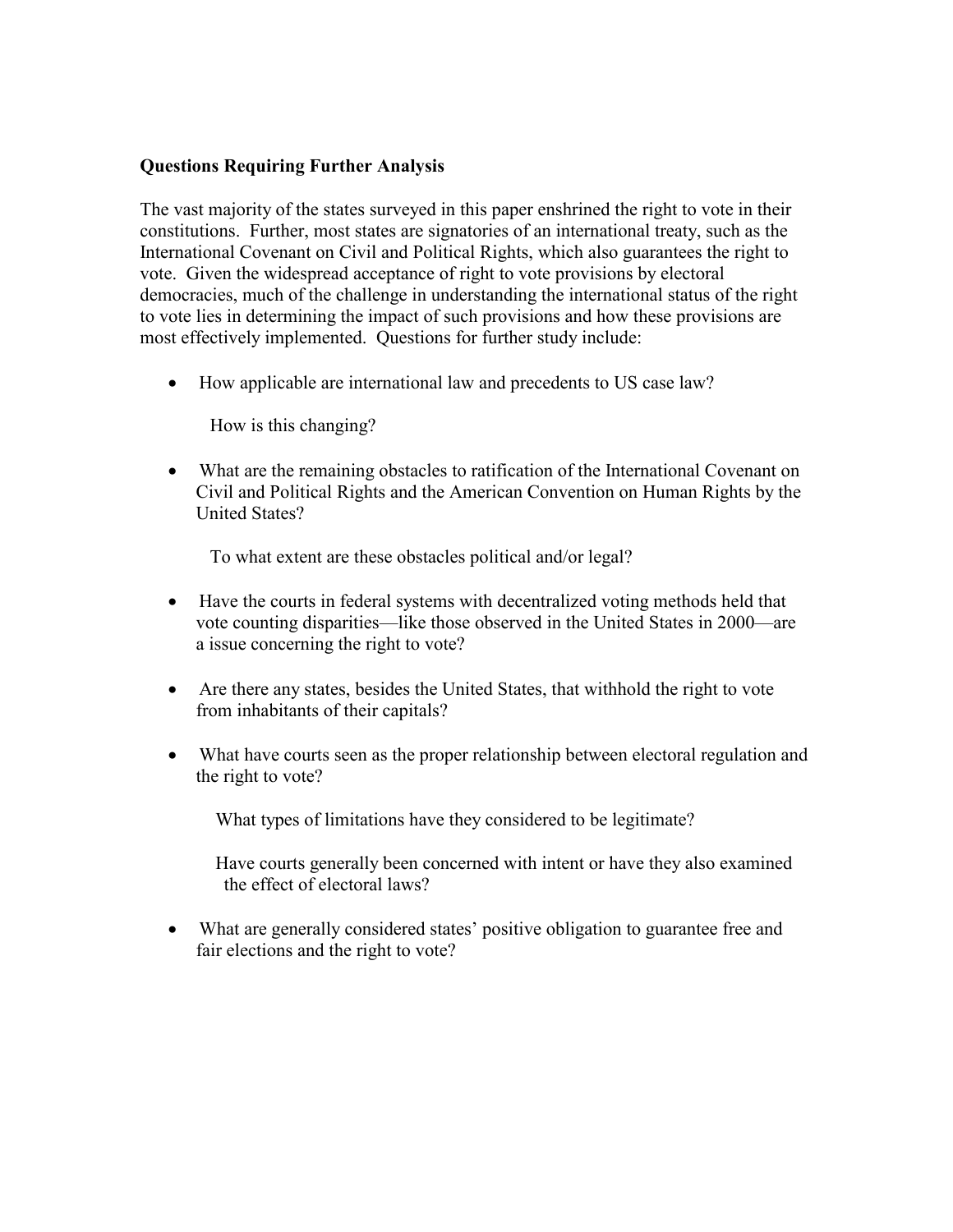**Questions Requiring Further Analysis**

The vast majority of the states surveyed in this paper enshrined the right to vote in their constitutions. Further, most states are signatories of an international treaty, such as the International Covenant on Civil and Political Rights, which also guarantees the right to vote. Given the widespread acceptance of right to vote provisions by electoral democracies, much of the challenge in understanding the international status of the right to vote lies in determining the impact of such provisions and how these provisions are most effectively implemented. Questions for further study include:

- How applicable are international law and precedents to US case law?

  How is this changing?

- What are the remaining obstacles to ratification of the International Covenant on Civil and Political Rights and the American Convention on Human Rights by the United States?

  To what extent are these obstacles political and/or legal?

- Have the courts in federal systems with decentralized voting methods held that vote counting disparities—like those observed in the United States in 2000—are a issue concerning the right to vote?

- Are there any states, besides the United States, that withhold the right to vote from inhabitants of their capitals?

- What have courts seen as the proper relationship between electoral regulation and the right to vote?

  What types of limitations have they considered to be legitimate?

  Have courts generally been concerned with intent or have they also examined the effect of electoral laws?

- What are generally considered states' positive obligation to guarantee free and fair elections and the right to vote?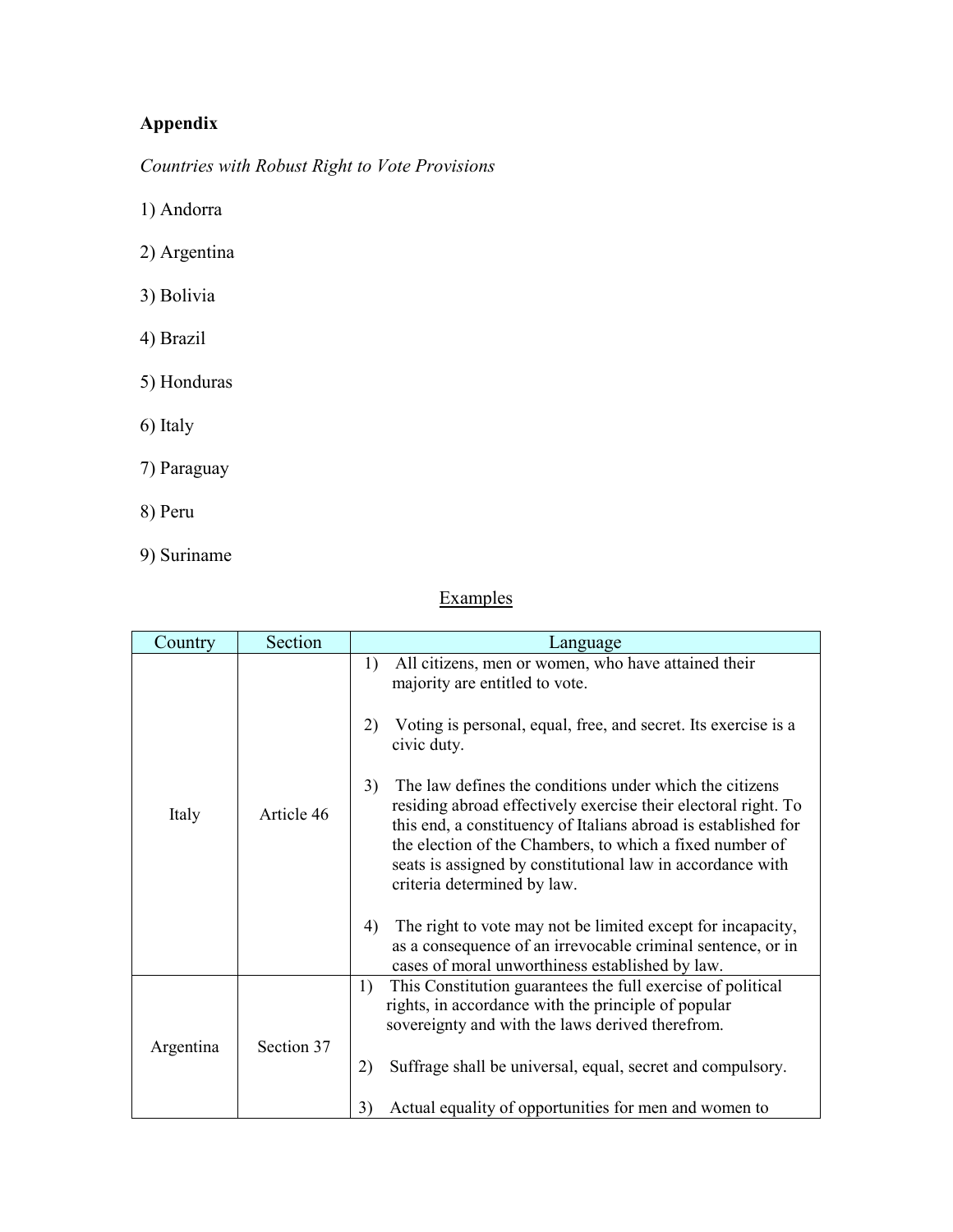**Appendix**

*Countries with Robust Right to Vote Provisions*

1) Andorra

2) Argentina

3) Bolivia

4) Brazil

5) Honduras

6) Italy

7) Paraguay

8) Peru

9) Suriname

<u>Examples</u>

| Country | Section | Language |
|---|---|---|
| Italy | Article 46 | 1) All citizens, men or women, who have attained their majority are entitled to vote.<br><br>2) Voting is personal, equal, free, and secret. Its exercise is a civic duty.<br><br>3) The law defines the conditions under which the citizens residing abroad effectively exercise their electoral right. To this end, a constituency of Italians abroad is established for the election of the Chambers, to which a fixed number of seats is assigned by constitutional law in accordance with criteria determined by law.<br><br>4) The right to vote may not be limited except for incapacity, as a consequence of an irrevocable criminal sentence, or in cases of moral unworthiness established by law. |
| Argentina | Section 37 | 1) This Constitution guarantees the full exercise of political rights, in accordance with the principle of popular sovereignty and with the laws derived therefrom.<br><br>2) Suffrage shall be universal, equal, secret and compulsory.<br><br>3) Actual equality of opportunities for men and women to |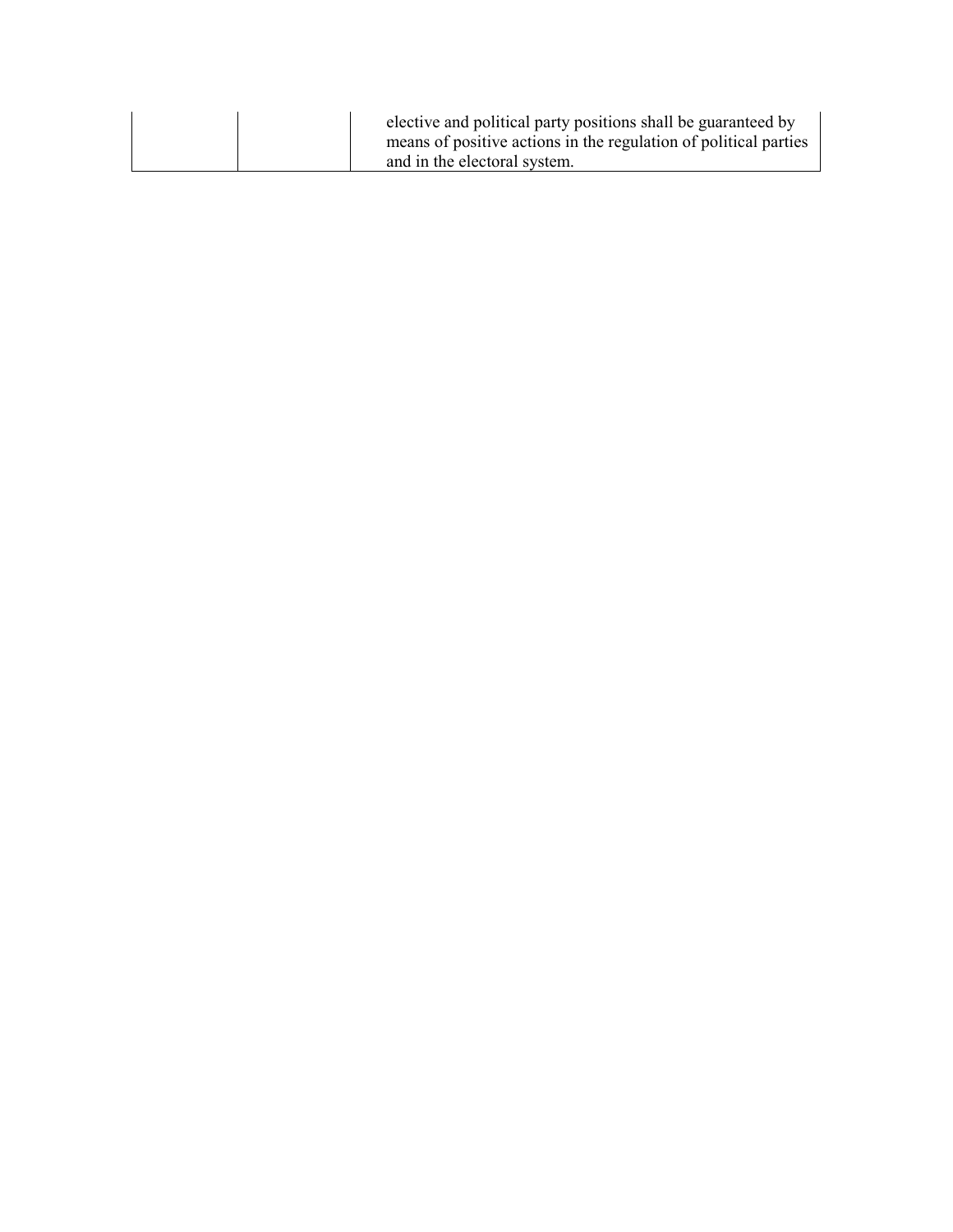| | | |
|---|---|---|
| | | elective and political party positions shall be guaranteed by means of positive actions in the regulation of political parties and in the electoral system. |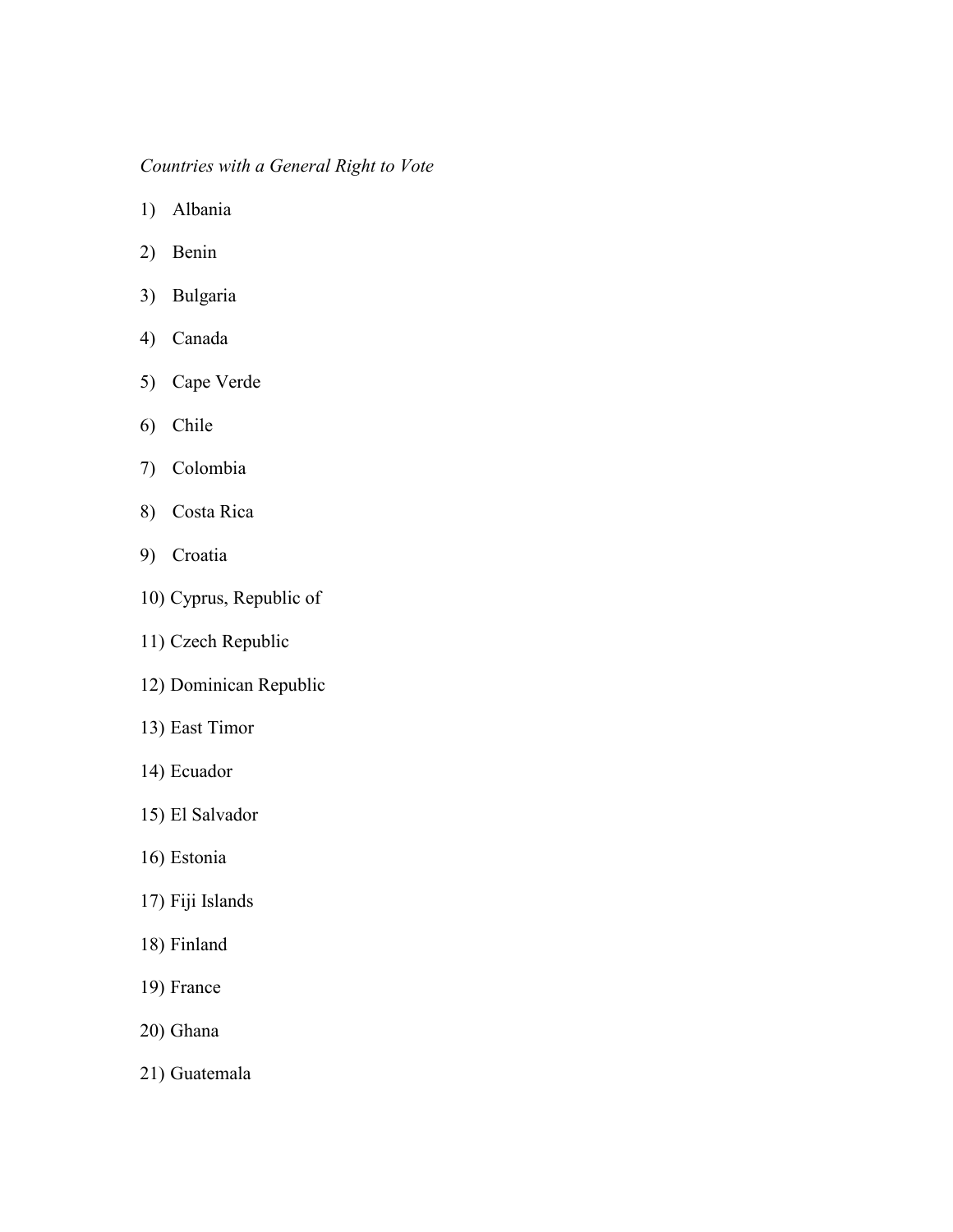*Countries with a General Right to Vote*

1) Albania
2) Benin
3) Bulgaria
4) Canada
5) Cape Verde
6) Chile
7) Colombia
8) Costa Rica
9) Croatia
10) Cyprus, Republic of
11) Czech Republic
12) Dominican Republic
13) East Timor
14) Ecuador
15) El Salvador
16) Estonia
17) Fiji Islands
18) Finland
19) France
20) Ghana
21) Guatemala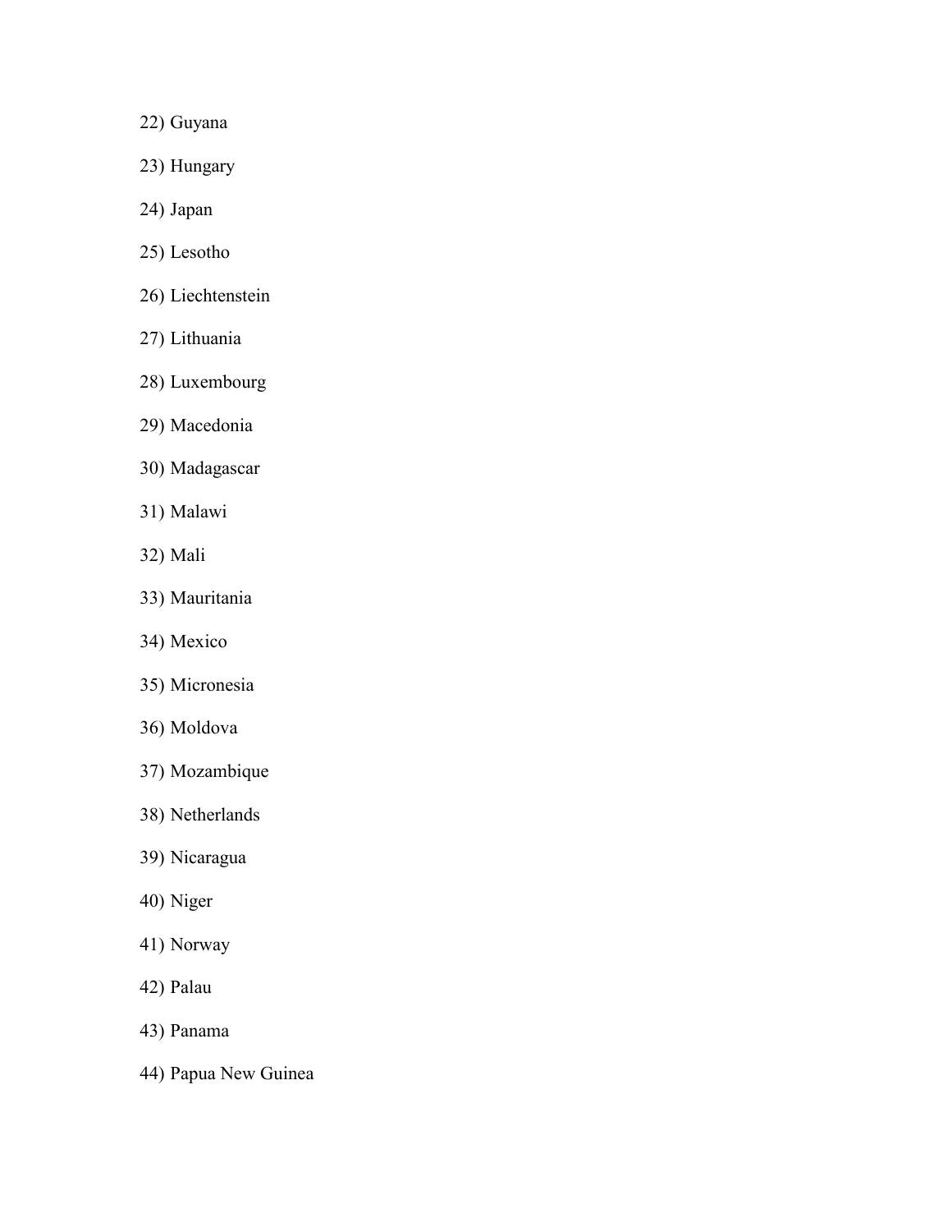22) Guyana

23) Hungary

24) Japan

25) Lesotho

26) Liechtenstein

27) Lithuania

28) Luxembourg

29) Macedonia

30) Madagascar

31) Malawi

32) Mali

33) Mauritania

34) Mexico

35) Micronesia

36) Moldova

37) Mozambique

38) Netherlands

39) Nicaragua

40) Niger

41) Norway

42) Palau

43) Panama

44) Papua New Guinea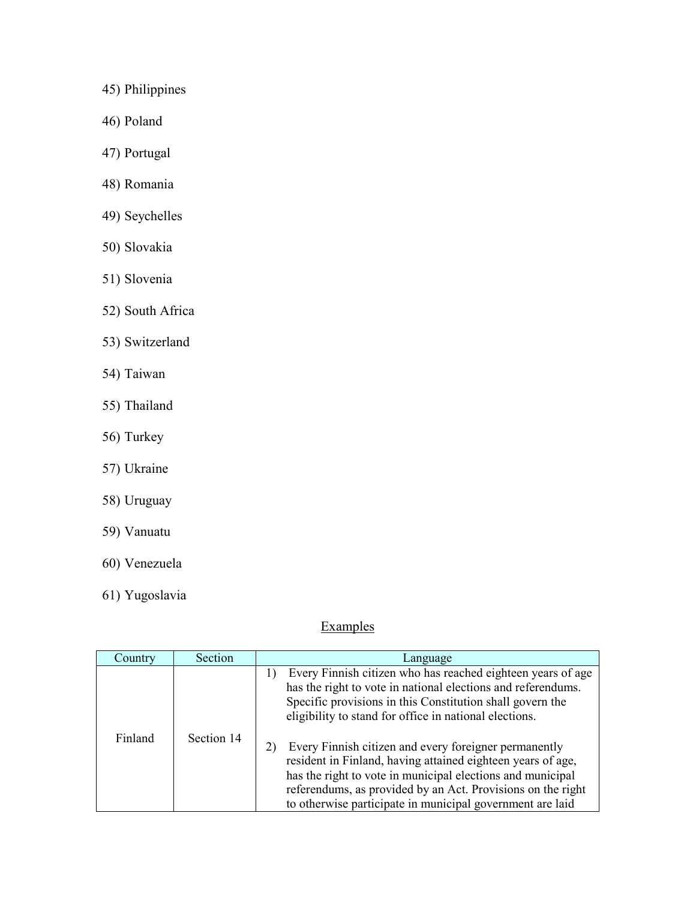45) Philippines

46) Poland

47) Portugal

48) Romania

49) Seychelles

50) Slovakia

51) Slovenia

52) South Africa

53) Switzerland

54) Taiwan

55) Thailand

56) Turkey

57) Ukraine

58) Uruguay

59) Vanuatu

60) Venezuela

61) Yugoslavia

<u>Examples</u>

| Country | Section | Language |
| --- | --- | --- |
| Finland | Section 14 | 1) Every Finnish citizen who has reached eighteen years of age has the right to vote in national elections and referendums. Specific provisions in this Constitution shall govern the eligibility to stand for office in national elections.<br><br>2) Every Finnish citizen and every foreigner permanently resident in Finland, having attained eighteen years of age, has the right to vote in municipal elections and municipal referendums, as provided by an Act. Provisions on the right to otherwise participate in municipal government are laid |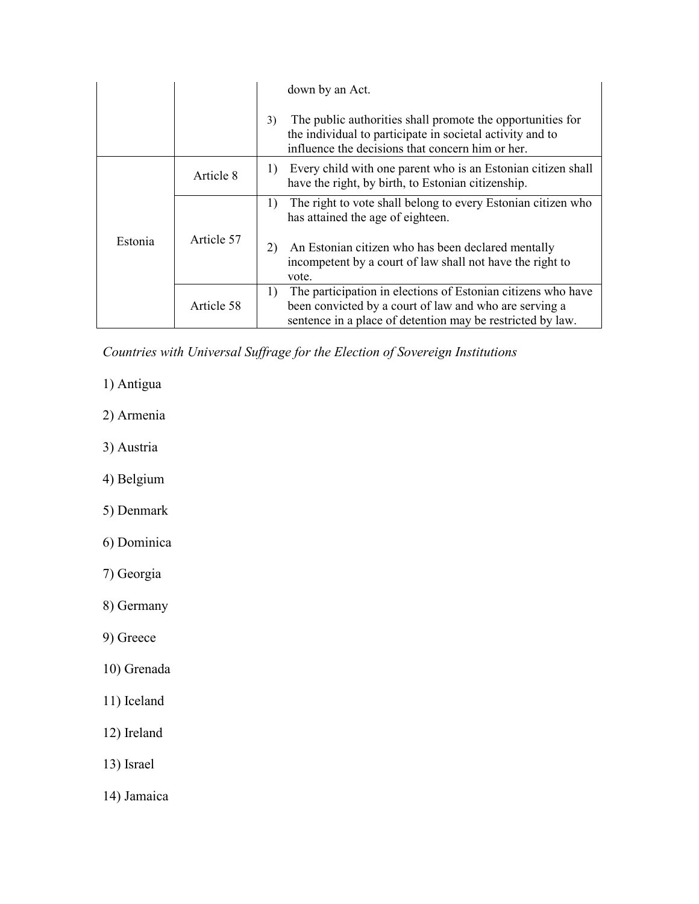| | | |
|---|---|---|
| | | down by an Act.<br><br>3) The public authorities shall promote the opportunities for the individual to participate in societal activity and to influence the decisions that concern him or her. |
| Estonia | Article 8 | 1) Every child with one parent who is an Estonian citizen shall have the right, by birth, to Estonian citizenship. |
| | Article 57 | 1) The right to vote shall belong to every Estonian citizen who has attained the age of eighteen.<br><br>2) An Estonian citizen who has been declared mentally incompetent by a court of law shall not have the right to vote. |
| | Article 58 | 1) The participation in elections of Estonian citizens who have been convicted by a court of law and who are serving a sentence in a place of detention may be restricted by law. |

*Countries with Universal Suffrage for the Election of Sovereign Institutions*

1) Antigua

2) Armenia

3) Austria

4) Belgium

5) Denmark

6) Dominica

7) Georgia

8) Germany

9) Greece

10) Grenada

11) Iceland

12) Ireland

13) Israel

14) Jamaica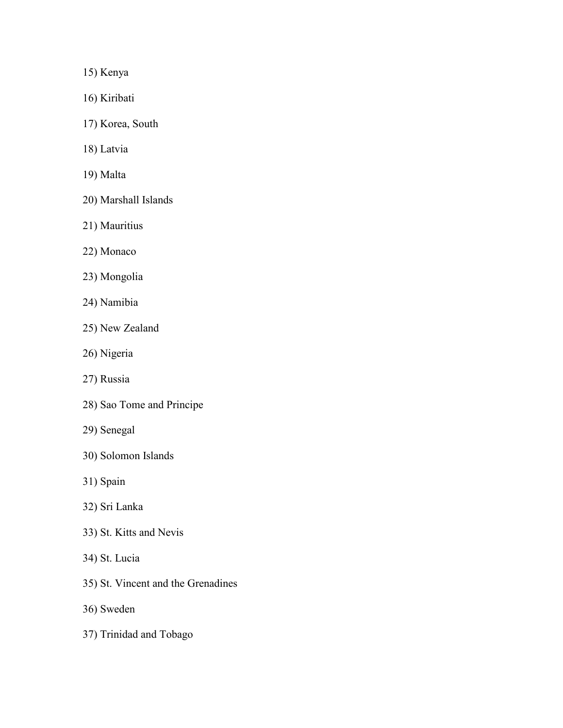15) Kenya

16) Kiribati

17) Korea, South

18) Latvia

19) Malta

20) Marshall Islands

21) Mauritius

22) Monaco

23) Mongolia

24) Namibia

25) New Zealand

26) Nigeria

27) Russia

28) Sao Tome and Principe

29) Senegal

30) Solomon Islands

31) Spain

32) Sri Lanka

33) St. Kitts and Nevis

34) St. Lucia

35) St. Vincent and the Grenadines

36) Sweden

37) Trinidad and Tobago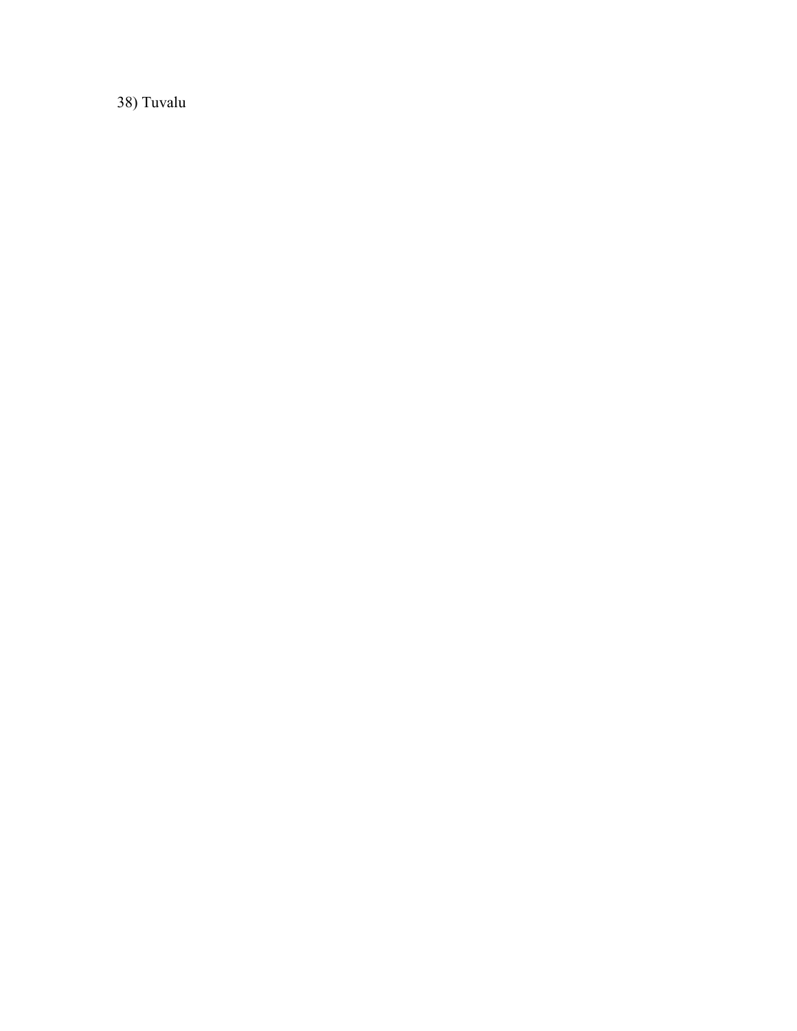38) Tuvalu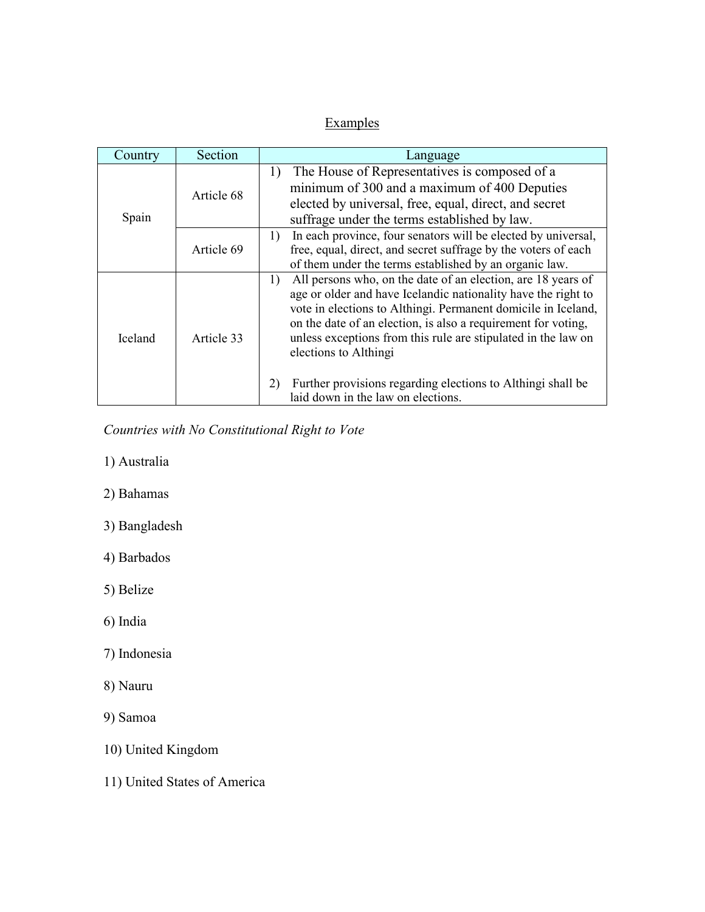Examples

| Country | Section | Language |
| --- | --- | --- |
| Spain | Article 68 | 1) The House of Representatives is composed of a minimum of 300 and a maximum of 400 Deputies elected by universal, free, equal, direct, and secret suffrage under the terms established by law. |
| | Article 69 | 1) In each province, four senators will be elected by universal, free, equal, direct, and secret suffrage by the voters of each of them under the terms established by an organic law. |
| Iceland | Article 33 | 1) All persons who, on the date of an election, are 18 years of age or older and have Icelandic nationality have the right to vote in elections to Althingi. Permanent domicile in Iceland, on the date of an election, is also a requirement for voting, unless exceptions from this rule are stipulated in the law on elections to Althingi<br><br>2) Further provisions regarding elections to Althingi shall be laid down in the law on elections. |

*Countries with No Constitutional Right to Vote*

1) Australia

2) Bahamas

3) Bangladesh

4) Barbados

5) Belize

6) India

7) Indonesia

8) Nauru

9) Samoa

10) United Kingdom

11) United States of America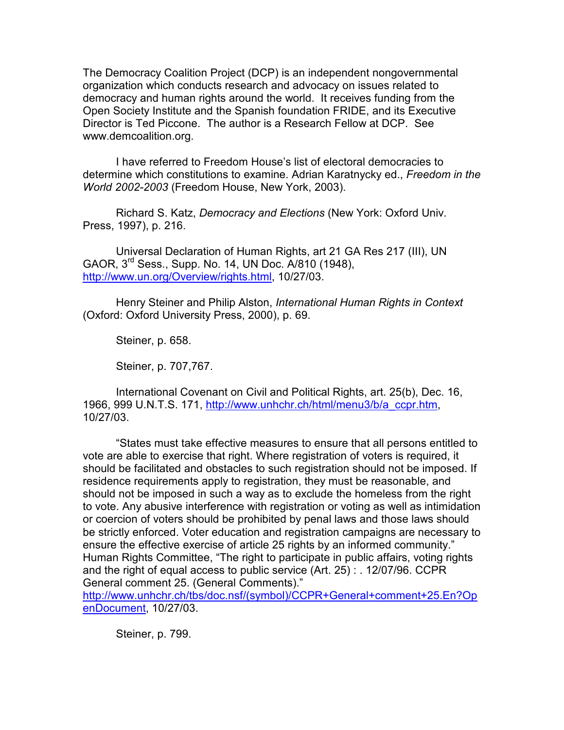The Democracy Coalition Project (DCP) is an independent nongovernmental organization which conducts research and advocacy on issues related to democracy and human rights around the world. It receives funding from the Open Society Institute and the Spanish foundation FRIDE, and its Executive Director is Ted Piccone. The author is a Research Fellow at DCP. See www.demcoalition.org.

I have referred to Freedom House's list of electoral democracies to determine which constitutions to examine. Adrian Karatnycky ed., *Freedom in the World 2002-2003* (Freedom House, New York, 2003).

Richard S. Katz, *Democracy and Elections* (New York: Oxford Univ. Press, 1997), p. 216.

Universal Declaration of Human Rights, art 21 GA Res 217 (III), UN GAOR, 3rd Sess., Supp. No. 14, UN Doc. A/810 (1948), http://www.un.org/Overview/rights.html, 10/27/03.

Henry Steiner and Philip Alston, *International Human Rights in Context* (Oxford: Oxford University Press, 2000), p. 69.

Steiner, p. 658.

Steiner, p. 707,767.

International Covenant on Civil and Political Rights, art. 25(b), Dec. 16, 1966, 999 U.N.T.S. 171, http://www.unhchr.ch/html/menu3/b/a_ccpr.htm, 10/27/03.

"States must take effective measures to ensure that all persons entitled to vote are able to exercise that right. Where registration of voters is required, it should be facilitated and obstacles to such registration should not be imposed. If residence requirements apply to registration, they must be reasonable, and should not be imposed in such a way as to exclude the homeless from the right to vote. Any abusive interference with registration or voting as well as intimidation or coercion of voters should be prohibited by penal laws and those laws should be strictly enforced. Voter education and registration campaigns are necessary to ensure the effective exercise of article 25 rights by an informed community." Human Rights Committee, "The right to participate in public affairs, voting rights and the right of equal access to public service (Art. 25) : . 12/07/96. CCPR General comment 25. (General Comments)." http://www.unhchr.ch/tbs/doc.nsf/(symbol)/CCPR+General+comment+25.En?OpenDocument, 10/27/03.

Steiner, p. 799.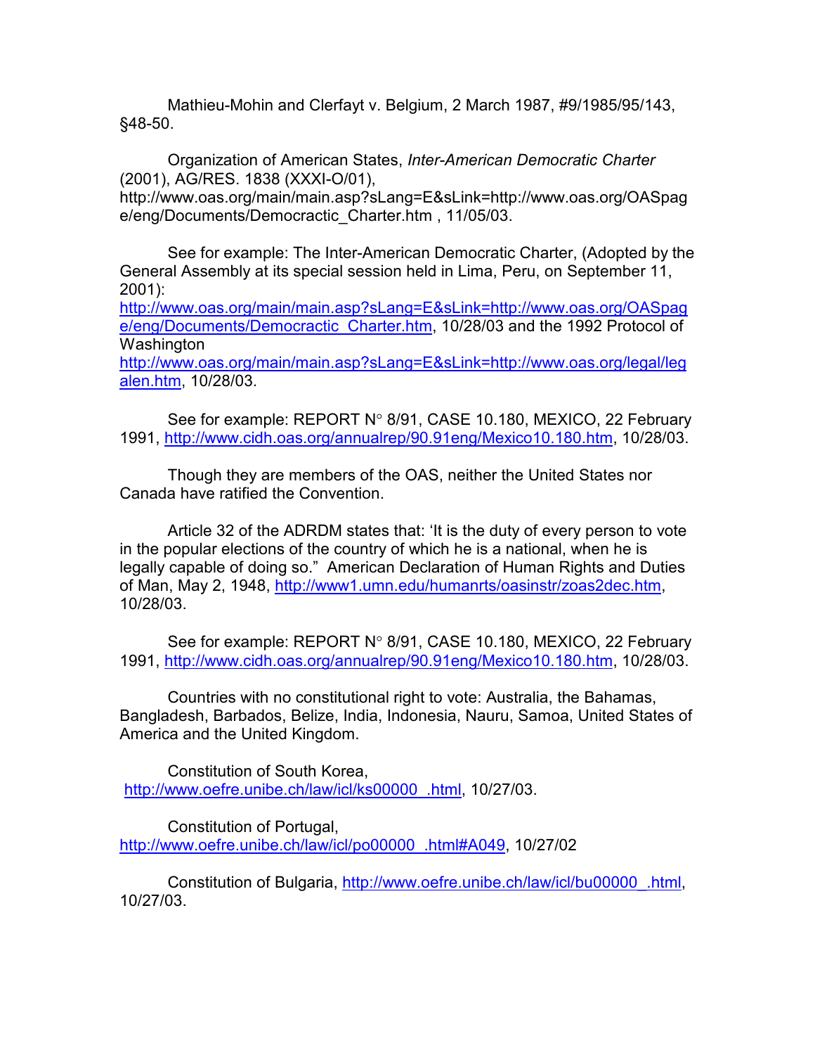Mathieu-Mohin and Clerfayt v. Belgium, 2 March 1987, #9/1985/95/143, §48-50.

Organization of American States, *Inter-American Democratic Charter* (2001), AG/RES. 1838 (XXXI-O/01), http://www.oas.org/main/main.asp?sLang=E&sLink=http://www.oas.org/OASpage/eng/Documents/Democractic_Charter.htm , 11/05/03.

See for example: The Inter-American Democratic Charter, (Adopted by the General Assembly at its special session held in Lima, Peru, on September 11, 2001): http://www.oas.org/main/main.asp?sLang=E&sLink=http://www.oas.org/OASpage/eng/Documents/Democractic_Charter.htm, 10/28/03 and the 1992 Protocol of Washington http://www.oas.org/main/main.asp?sLang=E&sLink=http://www.oas.org/legal/legalen.htm, 10/28/03.

See for example: REPORT N° 8/91, CASE 10.180, MEXICO, 22 February 1991, http://www.cidh.oas.org/annualrep/90.91eng/Mexico10.180.htm, 10/28/03.

Though they are members of the OAS, neither the United States nor Canada have ratified the Convention.

Article 32 of the ADRDM states that: 'It is the duty of every person to vote in the popular elections of the country of which he is a national, when he is legally capable of doing so." American Declaration of Human Rights and Duties of Man, May 2, 1948, http://www1.umn.edu/humanrts/oasinstr/zoas2dec.htm, 10/28/03.

See for example: REPORT N° 8/91, CASE 10.180, MEXICO, 22 February 1991, http://www.cidh.oas.org/annualrep/90.91eng/Mexico10.180.htm, 10/28/03.

Countries with no constitutional right to vote: Australia, the Bahamas, Bangladesh, Barbados, Belize, India, Indonesia, Nauru, Samoa, United States of America and the United Kingdom.

Constitution of South Korea, http://www.oefre.unibe.ch/law/icl/ks00000_.html, 10/27/03.

Constitution of Portugal, http://www.oefre.unibe.ch/law/icl/po00000_.html#A049, 10/27/02

Constitution of Bulgaria, http://www.oefre.unibe.ch/law/icl/bu00000_.html, 10/27/03.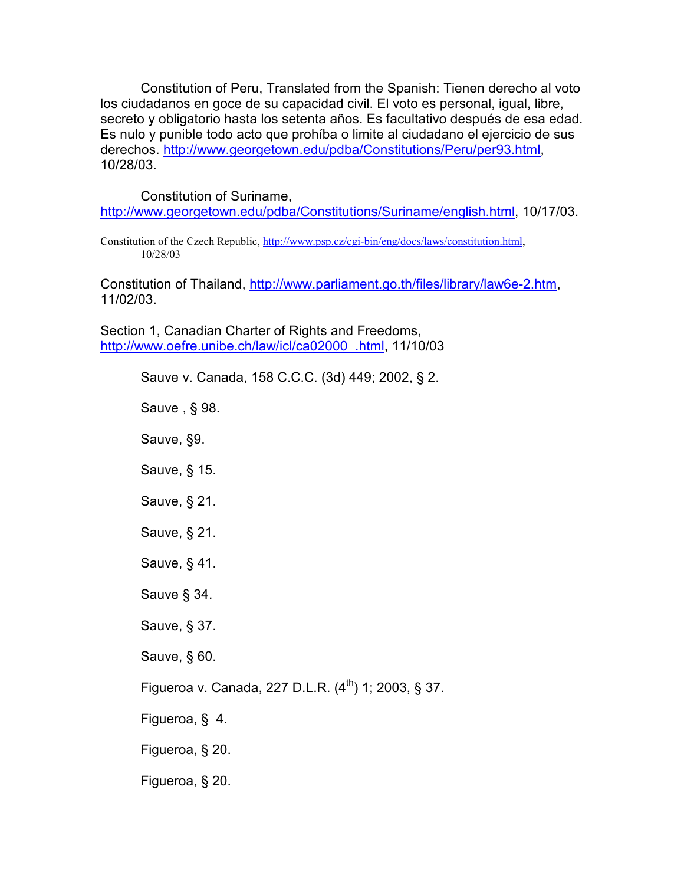Constitution of Peru, Translated from the Spanish: Tienen derecho al voto los ciudadanos en goce de su capacidad civil. El voto es personal, igual, libre, secreto y obligatorio hasta los setenta años. Es facultativo después de esa edad. Es nulo y punible todo acto que prohíba o limite al ciudadano el ejercicio de sus derechos. http://www.georgetown.edu/pdba/Constitutions/Peru/per93.html, 10/28/03.

Constitution of Suriname, http://www.georgetown.edu/pdba/Constitutions/Suriname/english.html, 10/17/03.

Constitution of the Czech Republic, http://www.psp.cz/cgi-bin/eng/docs/laws/constitution.html, 10/28/03

Constitution of Thailand, http://www.parliament.go.th/files/library/law6e-2.htm, 11/02/03.

Section 1, Canadian Charter of Rights and Freedoms, http://www.oefre.unibe.ch/law/icl/ca02000_.html, 11/10/03

Sauve v. Canada, 158 C.C.C. (3d) 449; 2002, § 2.

Sauve , § 98.

Sauve, §9.

Sauve, § 15.

Sauve, § 21.

Sauve, § 21.

Sauve, § 41.

Sauve § 34.

Sauve, § 37.

Sauve, § 60.

Figueroa v. Canada, 227 D.L.R. (4th) 1; 2003, § 37.

Figueroa, §  4.

Figueroa, § 20.

Figueroa, § 20.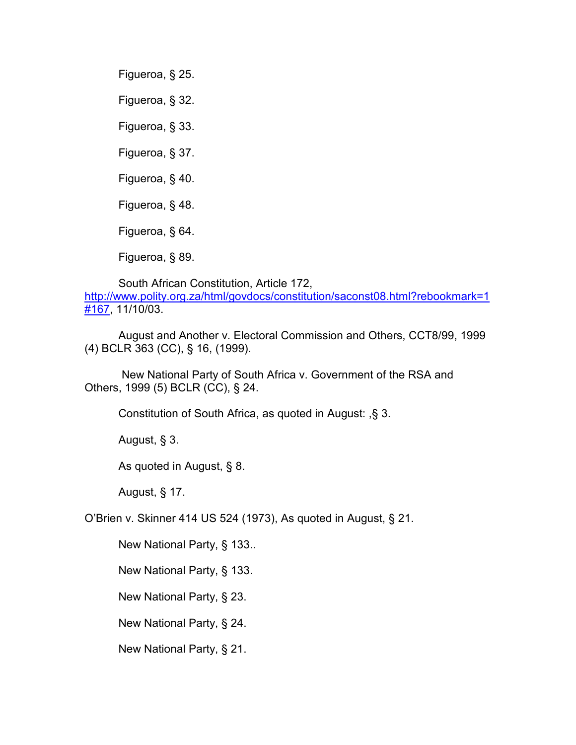Figueroa, § 25.

Figueroa, § 32.

Figueroa, § 33.

Figueroa, § 37.

Figueroa, § 40.

Figueroa, § 48.

Figueroa, § 64.

Figueroa, § 89.

South African Constitution, Article 172, http://www.polity.org.za/html/govdocs/constitution/saconst08.html?rebookmark=1#167, 11/10/03.

August and Another v. Electoral Commission and Others, CCT8/99, 1999 (4) BCLR 363 (CC), § 16, (1999).

New National Party of South Africa v. Government of the RSA and Others, 1999 (5) BCLR (CC), § 24.

Constitution of South Africa, as quoted in August: ,§ 3.

August, § 3.

As quoted in August, § 8.

August, § 17.

O'Brien v. Skinner 414 US 524 (1973), As quoted in August, § 21.

New National Party, § 133..

New National Party, § 133.

New National Party, § 23.

New National Party, § 24.

New National Party, § 21.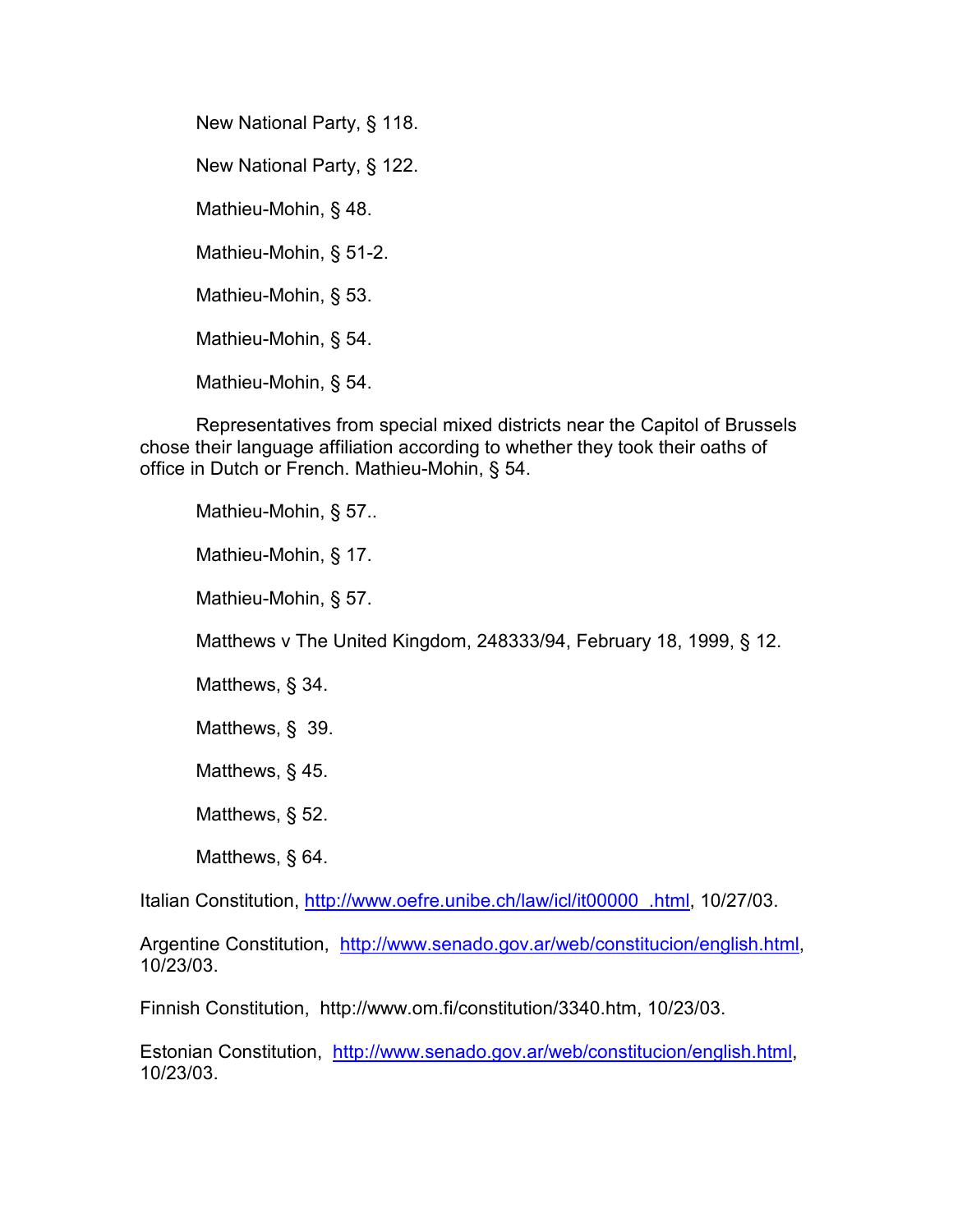New National Party, § 118.

New National Party, § 122.

Mathieu-Mohin, § 48.

Mathieu-Mohin, § 51-2.

Mathieu-Mohin, § 53.

Mathieu-Mohin, § 54.

Mathieu-Mohin, § 54.

Representatives from special mixed districts near the Capitol of Brussels chose their language affiliation according to whether they took their oaths of office in Dutch or French. Mathieu-Mohin, § 54.

Mathieu-Mohin, § 57..

Mathieu-Mohin, § 17.

Mathieu-Mohin, § 57.

Matthews v The United Kingdom, 248333/94, February 18, 1999, § 12.

Matthews, § 34.

Matthews, §  39.

Matthews, § 45.

Matthews, § 52.

Matthews, § 64.

Italian Constitution, http://www.oefre.unibe.ch/law/icl/it00000_.html, 10/27/03.

Argentine Constitution, http://www.senado.gov.ar/web/constitucion/english.html, 10/23/03.

Finnish Constitution, http://www.om.fi/constitution/3340.htm, 10/23/03.

Estonian Constitution, http://www.senado.gov.ar/web/constitucion/english.html, 10/23/03.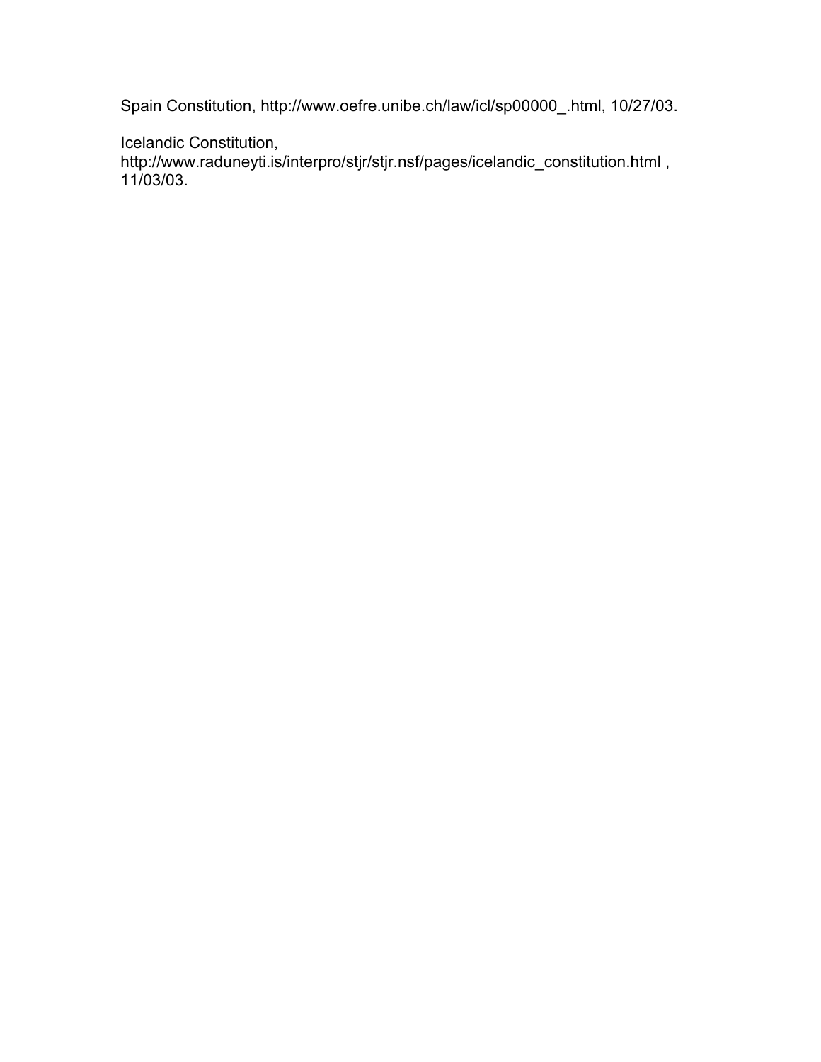Spain Constitution, http://www.oefre.unibe.ch/law/icl/sp00000_.html, 10/27/03.

Icelandic Constitution, http://www.raduneyti.is/interpro/stjr/stjr.nsf/pages/icelandic_constitution.html , 11/03/03.